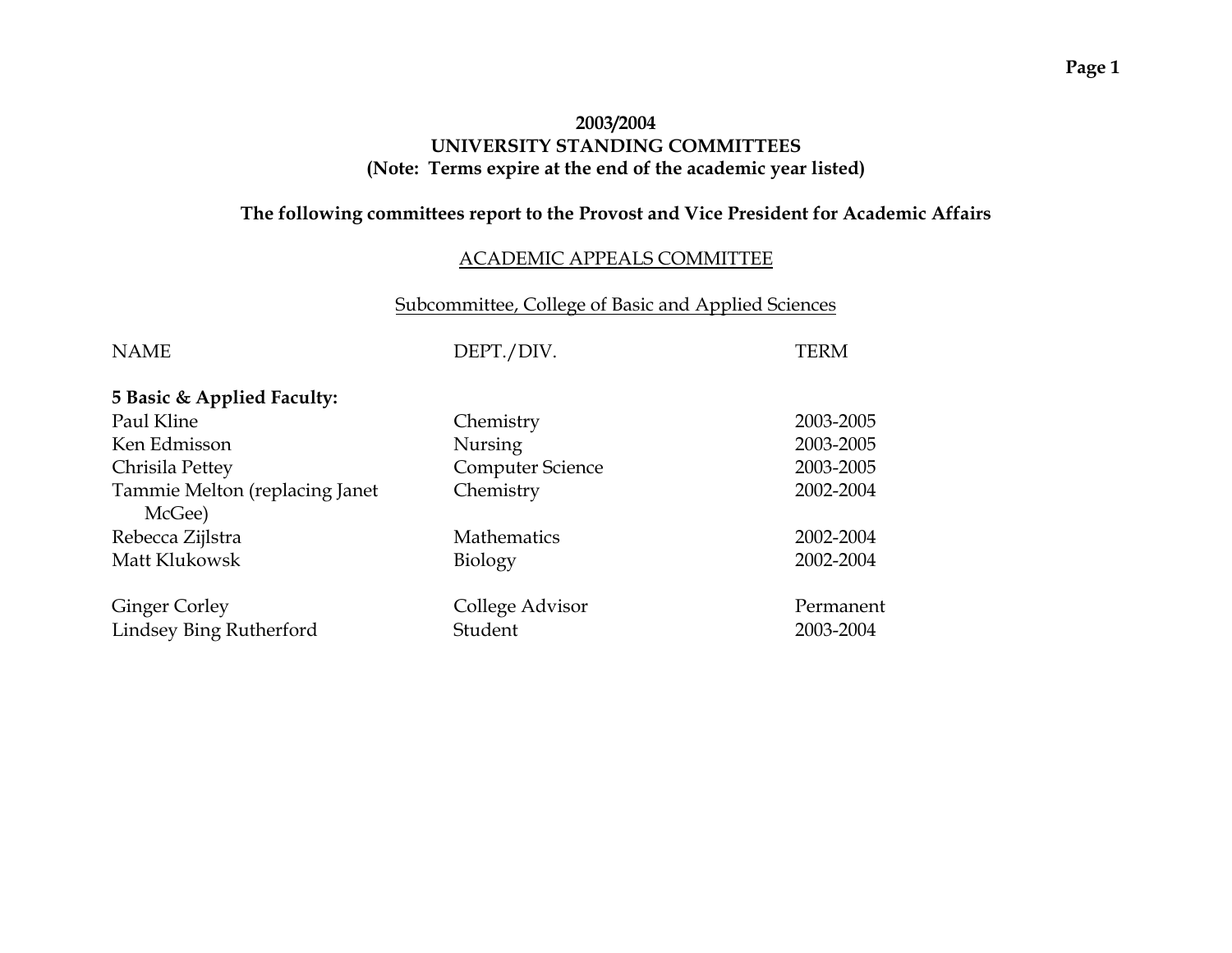**2003/2004**
**UNIVERSITY STANDING COMMITTEES**
**(Note: Terms expire at the end of the academic year listed)**

**The following committees report to the Provost and Vice President for Academic Affairs**

## ACADEMIC APPEALS COMMITTEE

### Subcommittee, College of Basic and Applied Sciences

| NAME | DEPT./DIV. | TERM |
|---|---|---|
| **5 Basic & Applied Faculty:** | | |
| Paul Kline | Chemistry | 2003-2005 |
| Ken Edmisson | Nursing | 2003-2005 |
| Chrisila Pettey | Computer Science | 2003-2005 |
| Tammie Melton (replacing Janet McGee) | Chemistry | 2002-2004 |
| Rebecca Zijlstra | Mathematics | 2002-2004 |
| Matt Klukowsk | Biology | 2002-2004 |
| | | |
| Ginger Corley | College Advisor | Permanent |
| Lindsey Bing Rutherford | Student | 2003-2004 |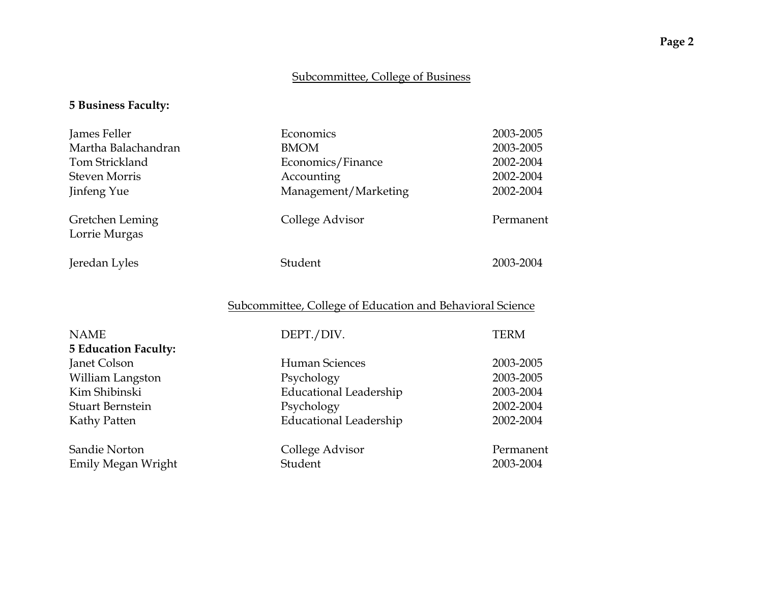## Subcommittee, College of Business

**5 Business Faculty:**

| | | |
|---|---|---|
| James Feller | Economics | 2003-2005 |
| Martha Balachandran | BMOM | 2003-2005 |
| Tom Strickland | Economics/Finance | 2002-2004 |
| Steven Morris | Accounting | 2002-2004 |
| Jinfeng Yue | Management/Marketing | 2002-2004 |
| Gretchen Leming | College Advisor | Permanent |
| Lorrie Murgas | | |
| Jeredan Lyles | Student | 2003-2004 |

## Subcommittee, College of Education and Behavioral Science

| NAME | DEPT./DIV. | TERM |
|---|---|---|
| **5 Education Faculty:** | | |
| Janet Colson | Human Sciences | 2003-2005 |
| William Langston | Psychology | 2003-2005 |
| Kim Shibinski | Educational Leadership | 2003-2004 |
| Stuart Bernstein | Psychology | 2002-2004 |
| Kathy Patten | Educational Leadership | 2002-2004 |
| Sandie Norton | College Advisor | Permanent |
| Emily Megan Wright | Student | 2003-2004 |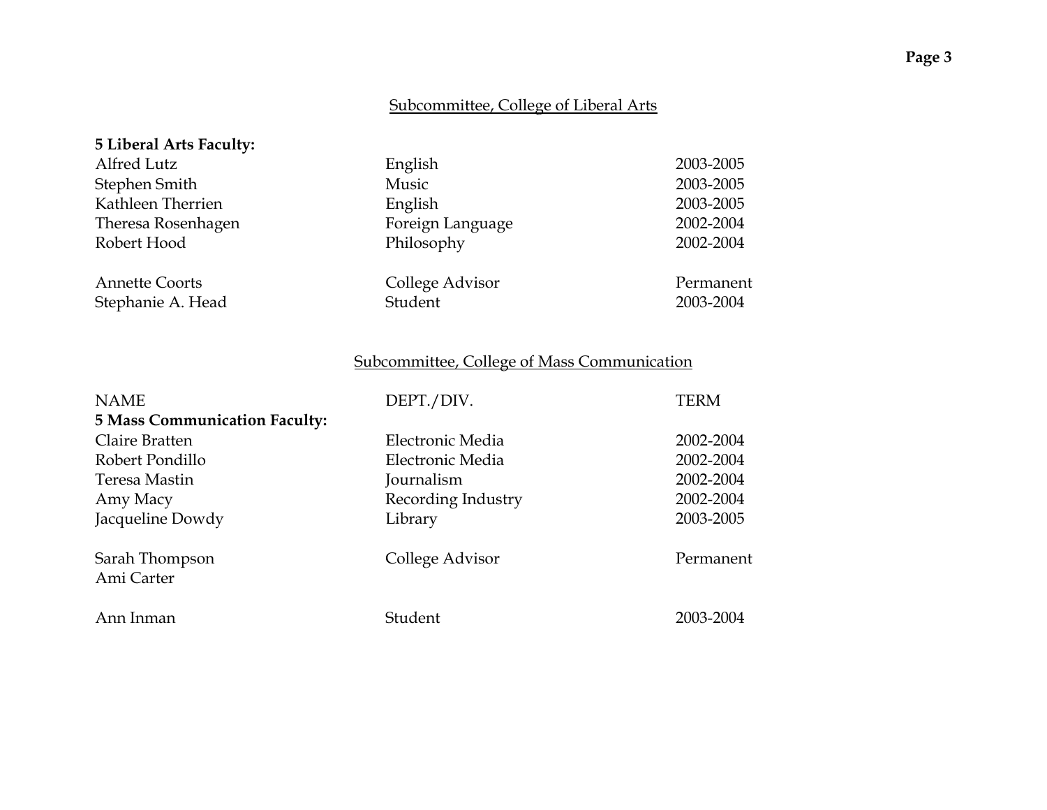## Subcommittee, College of Liberal Arts

| | | |
|---|---|---|
| **5 Liberal Arts Faculty:** | | |
| Alfred Lutz | English | 2003-2005 |
| Stephen Smith | Music | 2003-2005 |
| Kathleen Therrien | English | 2003-2005 |
| Theresa Rosenhagen | Foreign Language | 2002-2004 |
| Robert Hood | Philosophy | 2002-2004 |
| | | |
| Annette Coorts | College Advisor | Permanent |
| Stephanie A. Head | Student | 2003-2004 |

## Subcommittee, College of Mass Communication

| NAME | DEPT./DIV. | TERM |
|---|---|---|
| **5 Mass Communication Faculty:** | | |
| Claire Bratten | Electronic Media | 2002-2004 |
| Robert Pondillo | Electronic Media | 2002-2004 |
| Teresa Mastin | Journalism | 2002-2004 |
| Amy Macy | Recording Industry | 2002-2004 |
| Jacqueline Dowdy | Library | 2003-2005 |
| | | |
| Sarah Thompson | College Advisor | Permanent |
| Ami Carter | | |
| | | |
| Ann Inman | Student | 2003-2004 |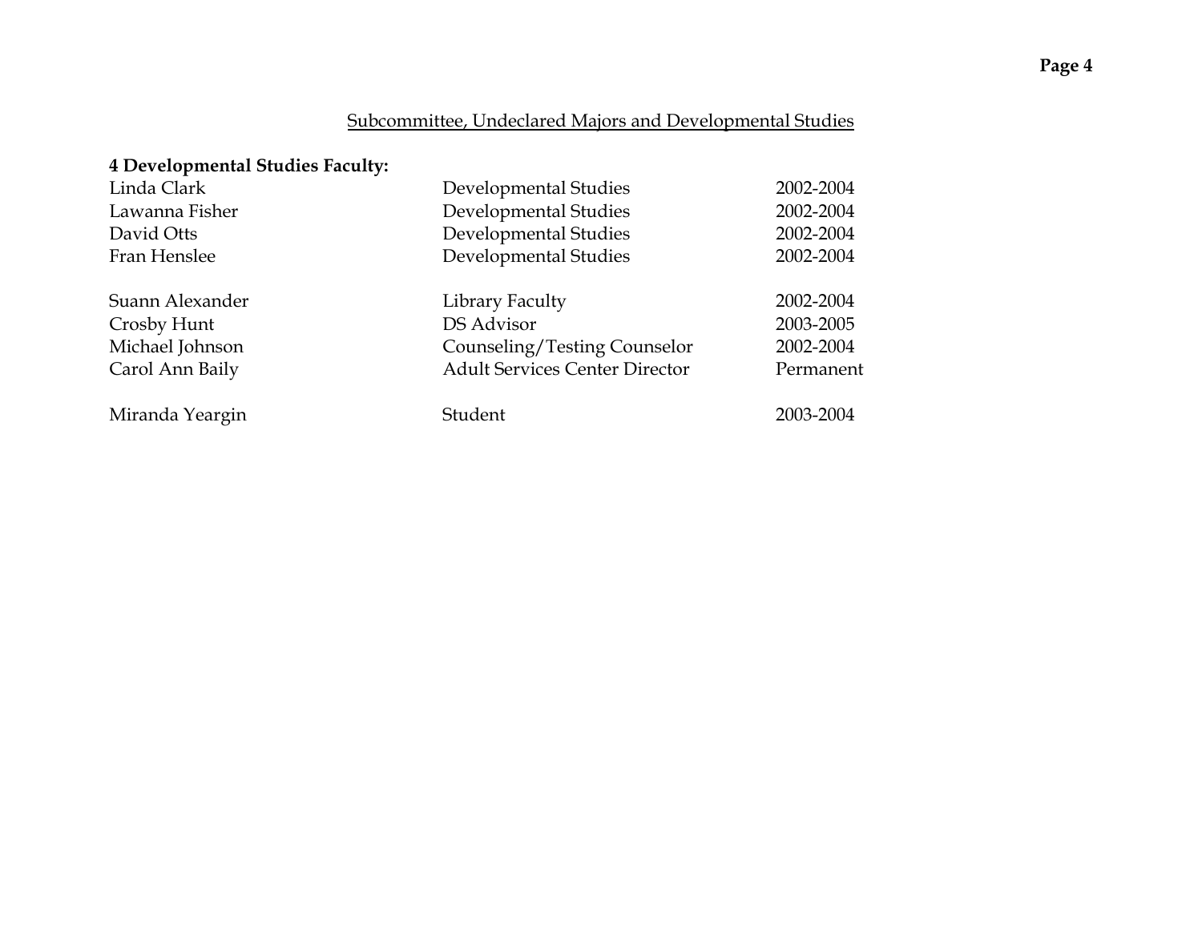## Subcommittee, Undeclared Majors and Developmental Studies

**4 Developmental Studies Faculty:**

| | | |
|---|---|---|
| Linda Clark | Developmental Studies | 2002-2004 |
| Lawanna Fisher | Developmental Studies | 2002-2004 |
| David Otts | Developmental Studies | 2002-2004 |
| Fran Henslee | Developmental Studies | 2002-2004 |
| | | |
| Suann Alexander | Library Faculty | 2002-2004 |
| Crosby Hunt | DS Advisor | 2003-2005 |
| Michael Johnson | Counseling/Testing Counselor | 2002-2004 |
| Carol Ann Baily | Adult Services Center Director | Permanent |
| | | |
| Miranda Yeargin | Student | 2003-2004 |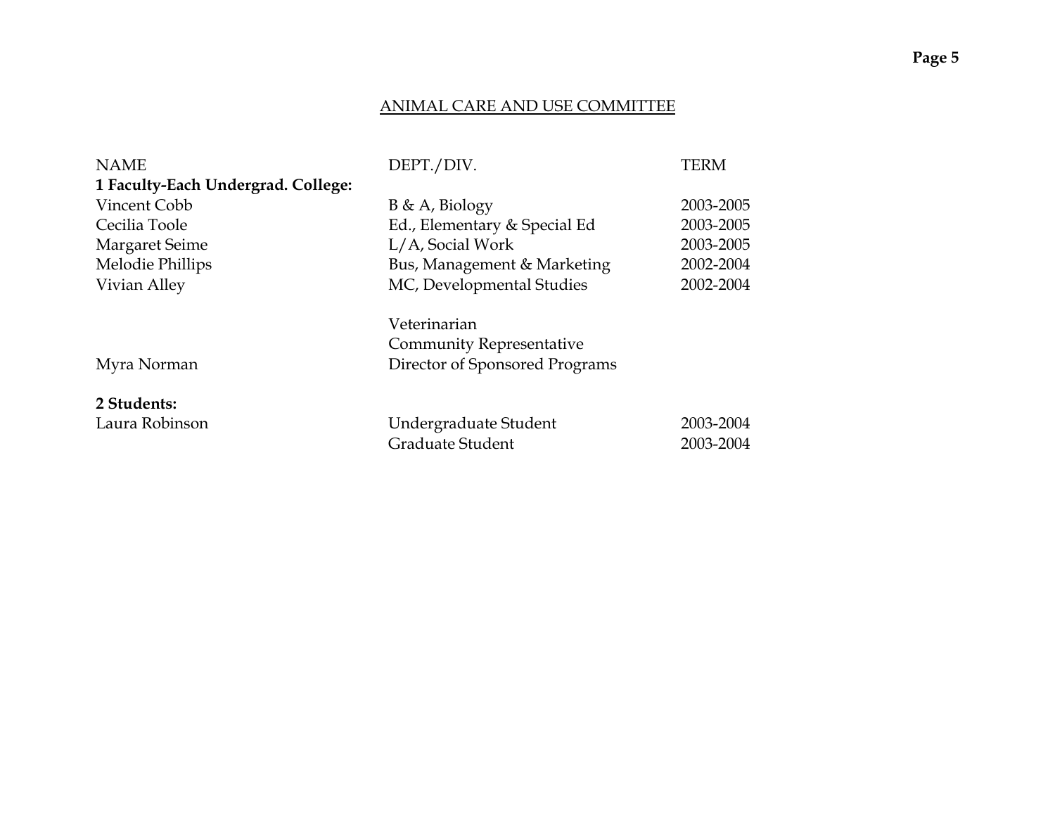## ANIMAL CARE AND USE COMMITTEE

| NAME | DEPT./DIV. | TERM |
|---|---|---|
| **1 Faculty-Each Undergrad. College:** | | |
| Vincent Cobb | B & A, Biology | 2003-2005 |
| Cecilia Toole | Ed., Elementary & Special Ed | 2003-2005 |
| Margaret Seime | L/A, Social Work | 2003-2005 |
| Melodie Phillips | Bus, Management & Marketing | 2002-2004 |
| Vivian Alley | MC, Developmental Studies | 2002-2004 |
| | Veterinarian | |
| | Community Representative | |
| Myra Norman | Director of Sponsored Programs | |
| **2 Students:** | | |
| Laura Robinson | Undergraduate Student | 2003-2004 |
| | Graduate Student | 2003-2004 |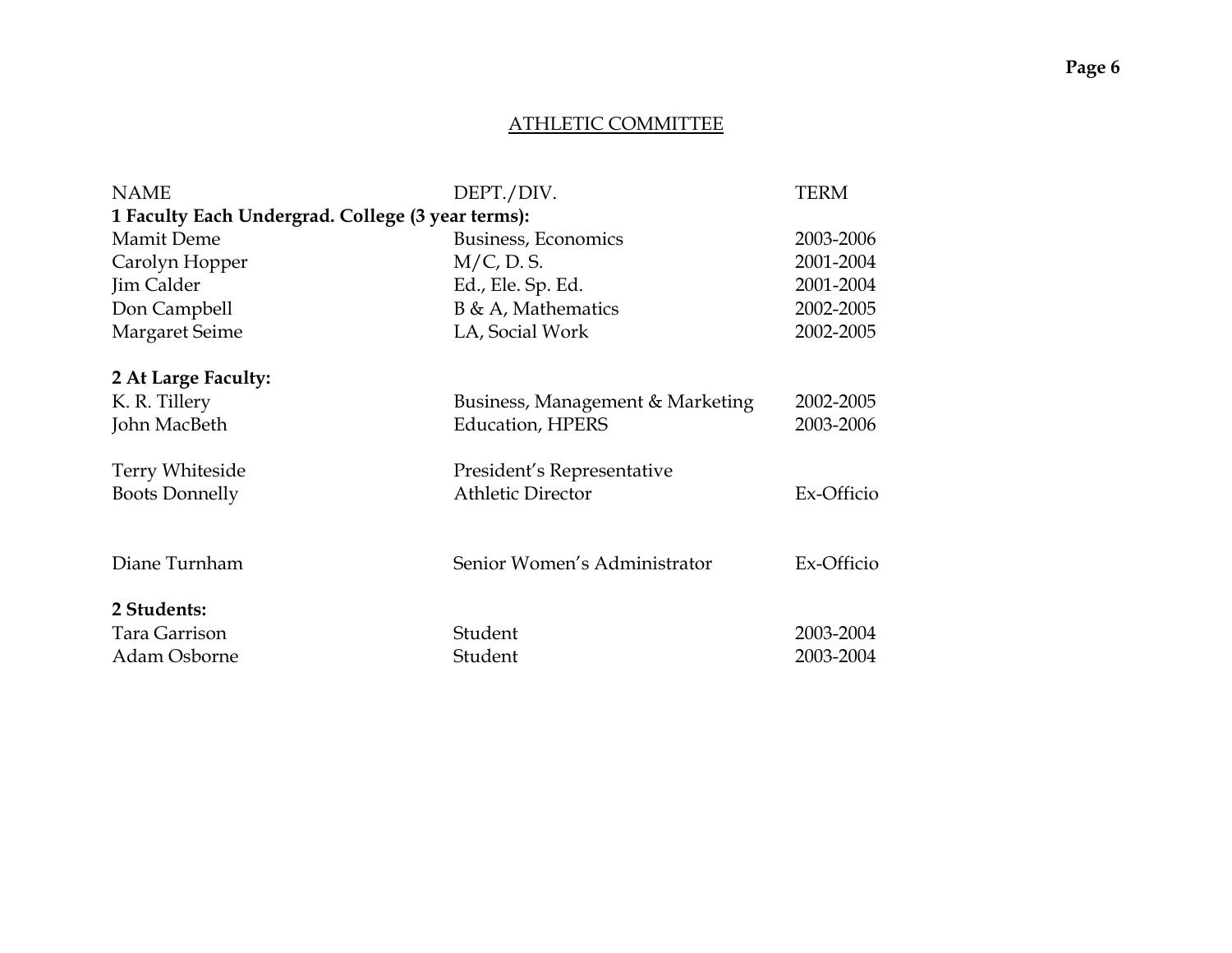## ATHLETIC COMMITTEE

| NAME | DEPT./DIV. | TERM |
|---|---|---|
| **1 Faculty Each Undergrad. College (3 year terms):** | | |
| Mamit Deme | Business, Economics | 2003-2006 |
| Carolyn Hopper | M/C, D. S. | 2001-2004 |
| Jim Calder | Ed., Ele. Sp. Ed. | 2001-2004 |
| Don Campbell | B & A, Mathematics | 2002-2005 |
| Margaret Seime | LA, Social Work | 2002-2005 |
| **2 At Large Faculty:** | | |
| K. R. Tillery | Business, Management & Marketing | 2002-2005 |
| John MacBeth | Education, HPERS | 2003-2006 |
| Terry Whiteside | President's Representative | |
| Boots Donnelly | Athletic Director | Ex-Officio |
| Diane Turnham | Senior Women's Administrator | Ex-Officio |
| **2 Students:** | | |
| Tara Garrison | Student | 2003-2004 |
| Adam Osborne | Student | 2003-2004 |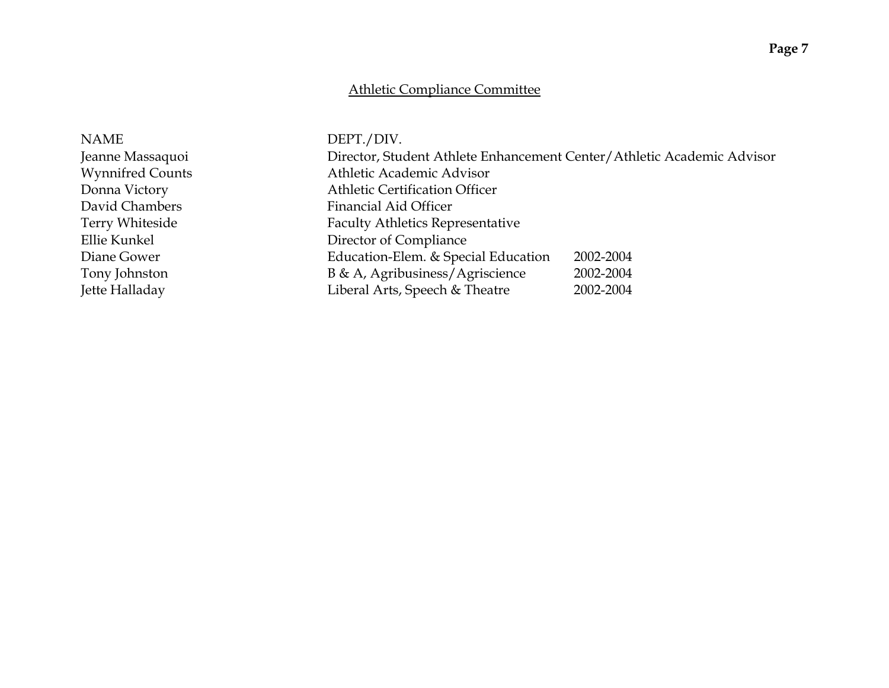## Athletic Compliance Committee

| NAME | DEPT./DIV. | |
|---|---|---|
| Jeanne Massaquoi | Director, Student Athlete Enhancement Center/Athletic Academic Advisor | |
| Wynnifred Counts | Athletic Academic Advisor | |
| Donna Victory | Athletic Certification Officer | |
| David Chambers | Financial Aid Officer | |
| Terry Whiteside | Faculty Athletics Representative | |
| Ellie Kunkel | Director of Compliance | |
| Diane Gower | Education-Elem. & Special Education | 2002-2004 |
| Tony Johnston | B & A, Agribusiness/Agriscience | 2002-2004 |
| Jette Halladay | Liberal Arts, Speech & Theatre | 2002-2004 |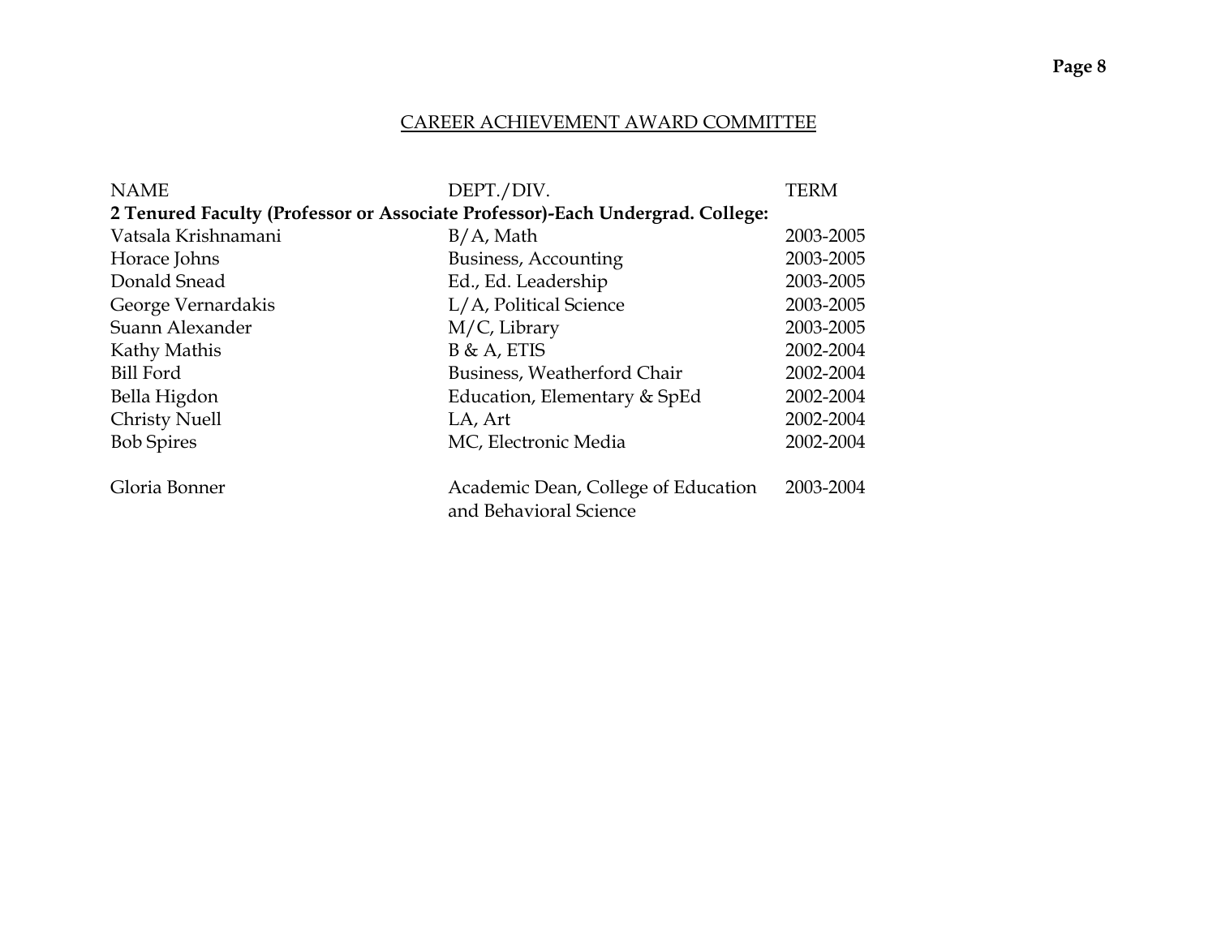## CAREER ACHIEVEMENT AWARD COMMITTEE

| NAME | DEPT./DIV. | TERM |
|---|---|---|
| **2 Tenured Faculty (Professor or Associate Professor)-Each Undergrad. College:** | | |
| Vatsala Krishnamani | B/A, Math | 2003-2005 |
| Horace Johns | Business, Accounting | 2003-2005 |
| Donald Snead | Ed., Ed. Leadership | 2003-2005 |
| George Vernardakis | L/A, Political Science | 2003-2005 |
| Suann Alexander | M/C, Library | 2003-2005 |
| Kathy Mathis | B & A, ETIS | 2002-2004 |
| Bill Ford | Business, Weatherford Chair | 2002-2004 |
| Bella Higdon | Education, Elementary & SpEd | 2002-2004 |
| Christy Nuell | LA, Art | 2002-2004 |
| Bob Spires | MC, Electronic Media | 2002-2004 |
| | | |
| Gloria Bonner | Academic Dean, College of Education and Behavioral Science | 2003-2004 |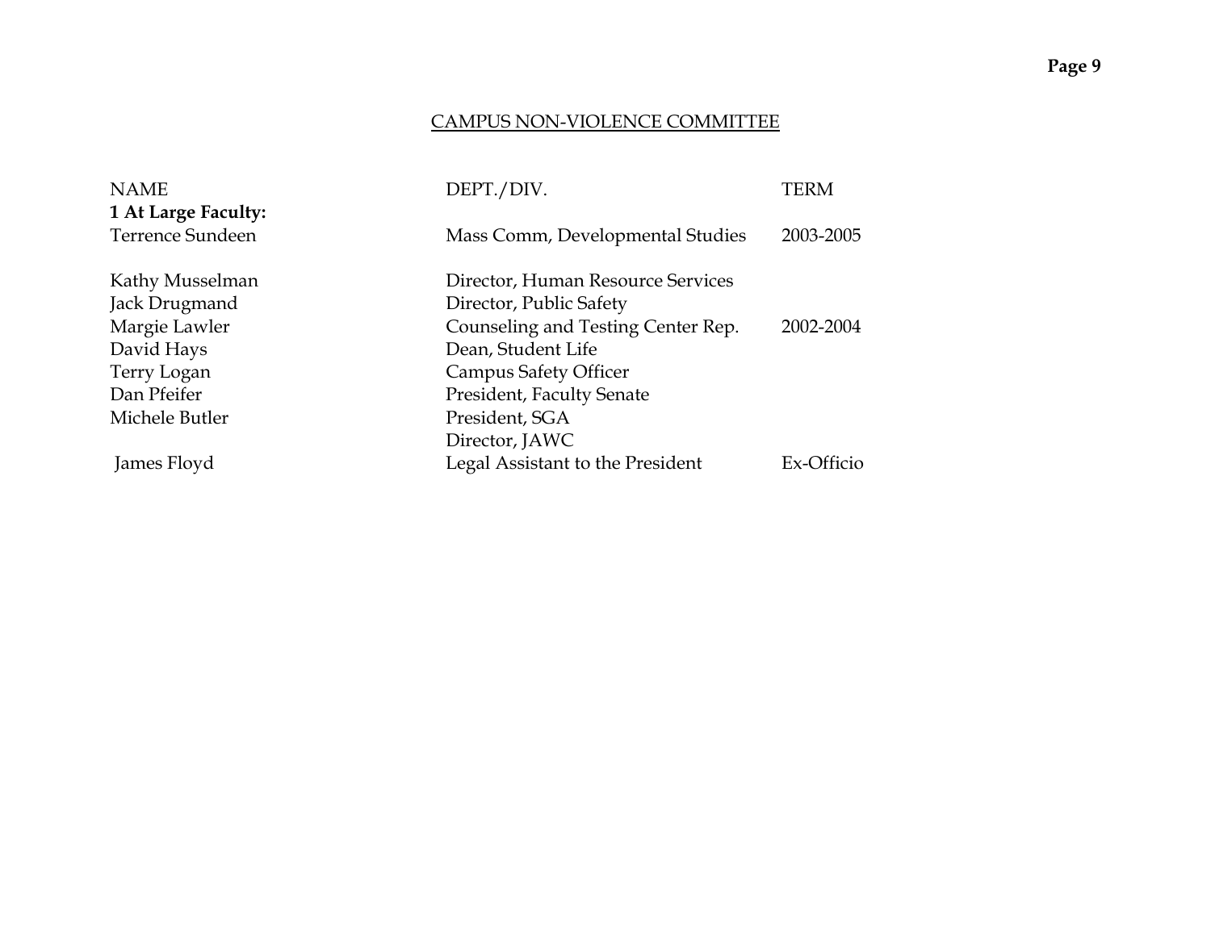## CAMPUS NON-VIOLENCE COMMITTEE

| NAME | DEPT./DIV. | TERM |
|---|---|---|
| **1 At Large Faculty:** | | |
| Terrence Sundeen | Mass Comm, Developmental Studies | 2003-2005 |
| | | |
| Kathy Musselman | Director, Human Resource Services | |
| Jack Drugmand | Director, Public Safety | |
| Margie Lawler | Counseling and Testing Center Rep. | 2002-2004 |
| David Hays | Dean, Student Life | |
| Terry Logan | Campus Safety Officer | |
| Dan Pfeifer | President, Faculty Senate | |
| Michele Butler | President, SGA | |
| | Director, JAWC | |
| James Floyd | Legal Assistant to the President | Ex-Officio |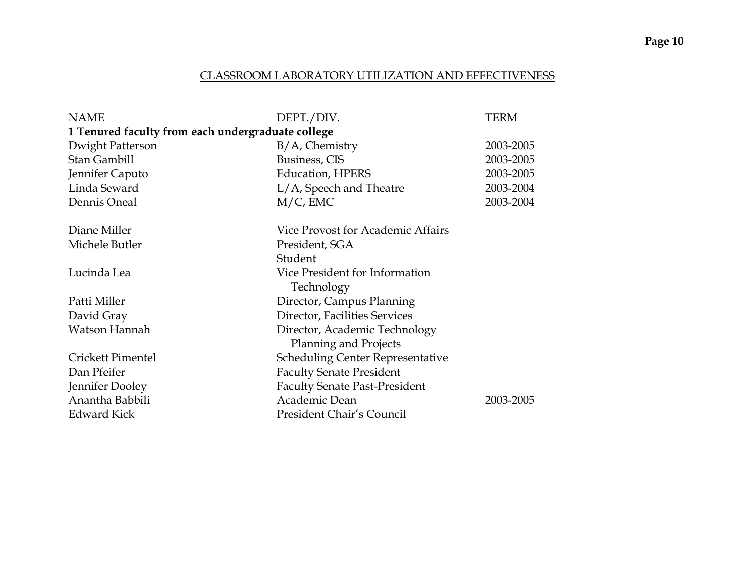## CLASSROOM LABORATORY UTILIZATION AND EFFECTIVENESS

| NAME | DEPT./DIV. | TERM |
|---|---|---|
| **1 Tenured faculty from each undergraduate college** | | |
| Dwight Patterson | B/A, Chemistry | 2003-2005 |
| Stan Gambill | Business, CIS | 2003-2005 |
| Jennifer Caputo | Education, HPERS | 2003-2005 |
| Linda Seward | L/A, Speech and Theatre | 2003-2004 |
| Dennis Oneal | M/C, EMC | 2003-2004 |
| | | |
| Diane Miller | Vice Provost for Academic Affairs | |
| Michele Butler | President, SGA Student | |
| Lucinda Lea | Vice President for Information Technology | |
| Patti Miller | Director, Campus Planning | |
| David Gray | Director, Facilities Services | |
| Watson Hannah | Director, Academic Technology Planning and Projects | |
| Crickett Pimentel | Scheduling Center Representative | |
| Dan Pfeifer | Faculty Senate President | |
| Jennifer Dooley | Faculty Senate Past-President | |
| Anantha Babbili | Academic Dean | 2003-2005 |
| Edward Kick | President Chair's Council | |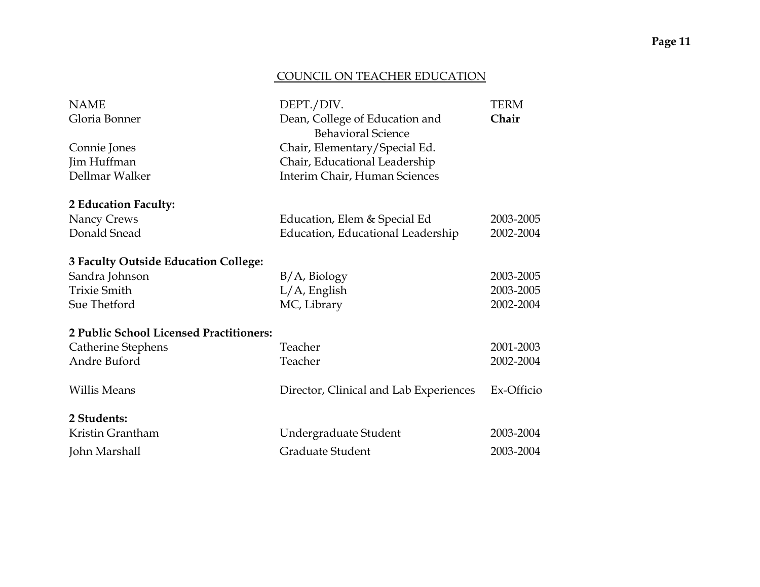## COUNCIL ON TEACHER EDUCATION

| NAME | DEPT./DIV. | TERM |
|---|---|---|
| Gloria Bonner | Dean, College of Education and Behavioral Science | **Chair** |
| Connie Jones | Chair, Elementary/Special Ed. | |
| Jim Huffman | Chair, Educational Leadership | |
| Dellmar Walker | Interim Chair, Human Sciences | |
| **2 Education Faculty:** | | |
| Nancy Crews | Education, Elem & Special Ed | 2003-2005 |
| Donald Snead | Education, Educational Leadership | 2002-2004 |
| **3 Faculty Outside Education College:** | | |
| Sandra Johnson | B/A, Biology | 2003-2005 |
| Trixie Smith | L/A, English | 2003-2005 |
| Sue Thetford | MC, Library | 2002-2004 |
| **2 Public School Licensed Practitioners:** | | |
| Catherine Stephens | Teacher | 2001-2003 |
| Andre Buford | Teacher | 2002-2004 |
| Willis Means | Director, Clinical and Lab Experiences | Ex-Officio |
| **2 Students:** | | |
| Kristin Grantham | Undergraduate Student | 2003-2004 |
| John Marshall | Graduate Student | 2003-2004 |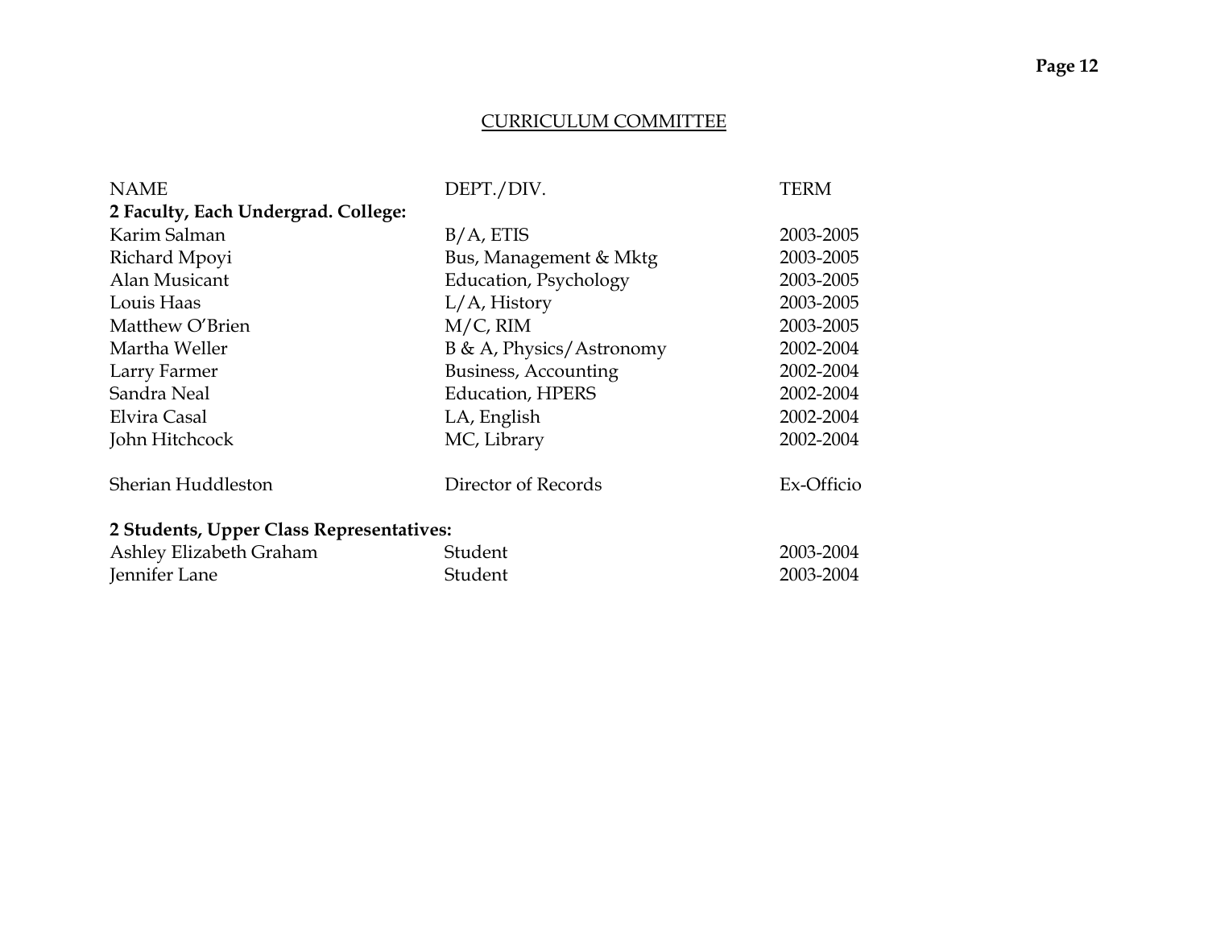## CURRICULUM COMMITTEE

| NAME | DEPT./DIV. | TERM |
|---|---|---|
| **2 Faculty, Each Undergrad. College:** | | |
| Karim Salman | B/A, ETIS | 2003-2005 |
| Richard Mpoyi | Bus, Management & Mktg | 2003-2005 |
| Alan Musicant | Education, Psychology | 2003-2005 |
| Louis Haas | L/A, History | 2003-2005 |
| Matthew O'Brien | M/C, RIM | 2003-2005 |
| Martha Weller | B & A, Physics/Astronomy | 2002-2004 |
| Larry Farmer | Business, Accounting | 2002-2004 |
| Sandra Neal | Education, HPERS | 2002-2004 |
| Elvira Casal | LA, English | 2002-2004 |
| John Hitchcock | MC, Library | 2002-2004 |
| | | |
| Sherian Huddleston | Director of Records | Ex-Officio |
| | | |
| **2 Students, Upper Class Representatives:** | | |
| Ashley Elizabeth Graham | Student | 2003-2004 |
| Jennifer Lane | Student | 2003-2004 |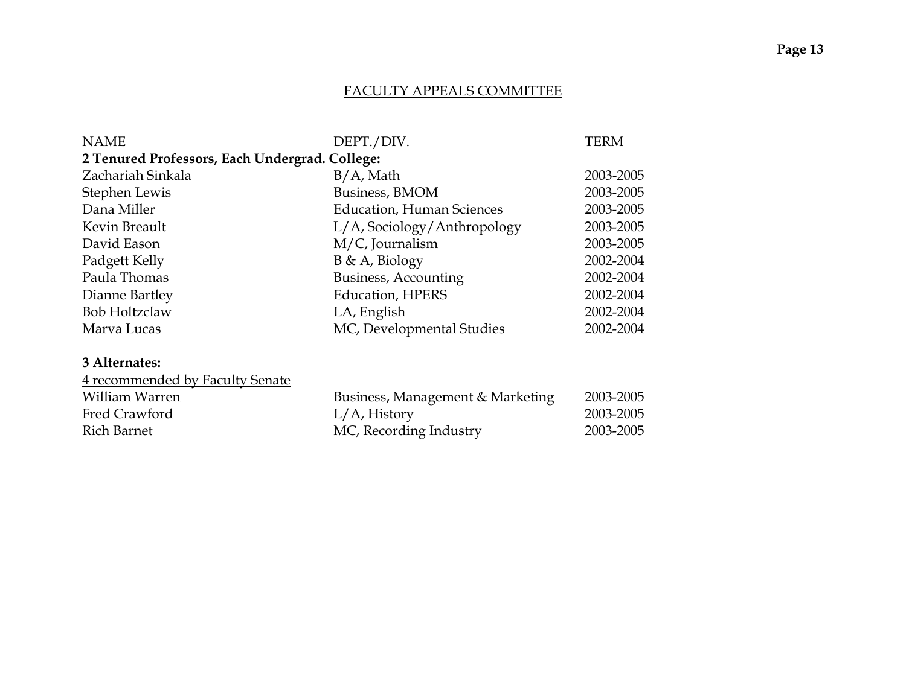## FACULTY APPEALS COMMITTEE

| NAME | DEPT./DIV. | TERM |
|---|---|---|
| **2 Tenured Professors, Each Undergrad. College:** | | |
| Zachariah Sinkala | B/A, Math | 2003-2005 |
| Stephen Lewis | Business, BMOM | 2003-2005 |
| Dana Miller | Education, Human Sciences | 2003-2005 |
| Kevin Breault | L/A, Sociology/Anthropology | 2003-2005 |
| David Eason | M/C, Journalism | 2003-2005 |
| Padgett Kelly | B & A, Biology | 2002-2004 |
| Paula Thomas | Business, Accounting | 2002-2004 |
| Dianne Bartley | Education, HPERS | 2002-2004 |
| Bob Holtzclaw | LA, English | 2002-2004 |
| Marva Lucas | MC, Developmental Studies | 2002-2004 |
| | | |
| **3 Alternates:** | | |
| 4 recommended by Faculty Senate | | |
| William Warren | Business, Management & Marketing | 2003-2005 |
| Fred Crawford | L/A, History | 2003-2005 |
| Rich Barnet | MC, Recording Industry | 2003-2005 |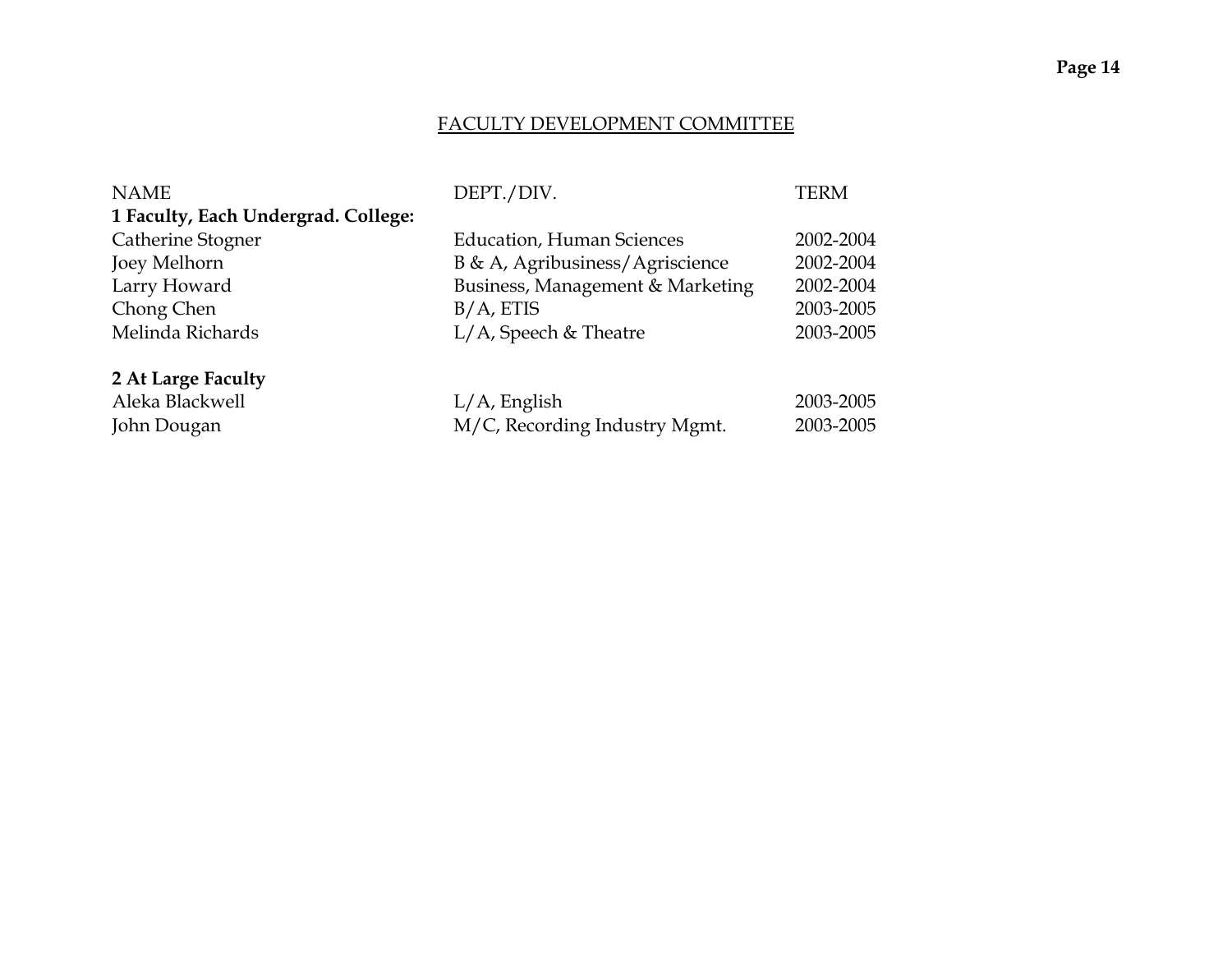## FACULTY DEVELOPMENT COMMITTEE

| NAME | DEPT./DIV. | TERM |
|---|---|---|
| **1 Faculty, Each Undergrad. College:** | | |
| Catherine Stogner | Education, Human Sciences | 2002-2004 |
| Joey Melhorn | B & A, Agribusiness/Agriscience | 2002-2004 |
| Larry Howard | Business, Management & Marketing | 2002-2004 |
| Chong Chen | B/A, ETIS | 2003-2005 |
| Melinda Richards | L/A, Speech & Theatre | 2003-2005 |
| | | |
| **2 At Large Faculty** | | |
| Aleka Blackwell | L/A, English | 2003-2005 |
| John Dougan | M/C, Recording Industry Mgmt. | 2003-2005 |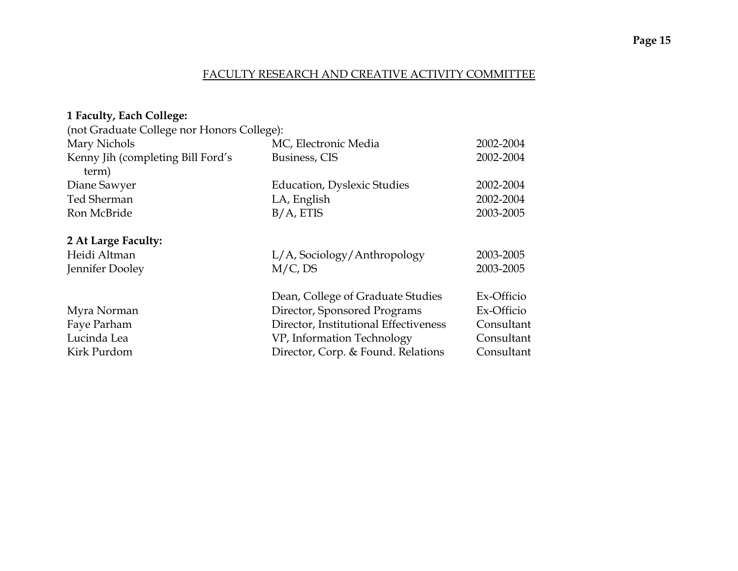## FACULTY RESEARCH AND CREATIVE ACTIVITY COMMITTEE

**1 Faculty, Each College:**
(not Graduate College nor Honors College):

| | | |
|---|---|---|
| Mary Nichols | MC, Electronic Media | 2002-2004 |
| Kenny Jih (completing Bill Ford's term) | Business, CIS | 2002-2004 |
| Diane Sawyer | Education, Dyslexic Studies | 2002-2004 |
| Ted Sherman | LA, English | 2002-2004 |
| Ron McBride | B/A, ETIS | 2003-2005 |

**2 At Large Faculty:**

| | | |
|---|---|---|
| Heidi Altman | L/A, Sociology/Anthropology | 2003-2005 |
| Jennifer Dooley | M/C, DS | 2003-2005 |
| | Dean, College of Graduate Studies | Ex-Officio |
| Myra Norman | Director, Sponsored Programs | Ex-Officio |
| Faye Parham | Director, Institutional Effectiveness | Consultant |
| Lucinda Lea | VP, Information Technology | Consultant |
| Kirk Purdom | Director, Corp. & Found. Relations | Consultant |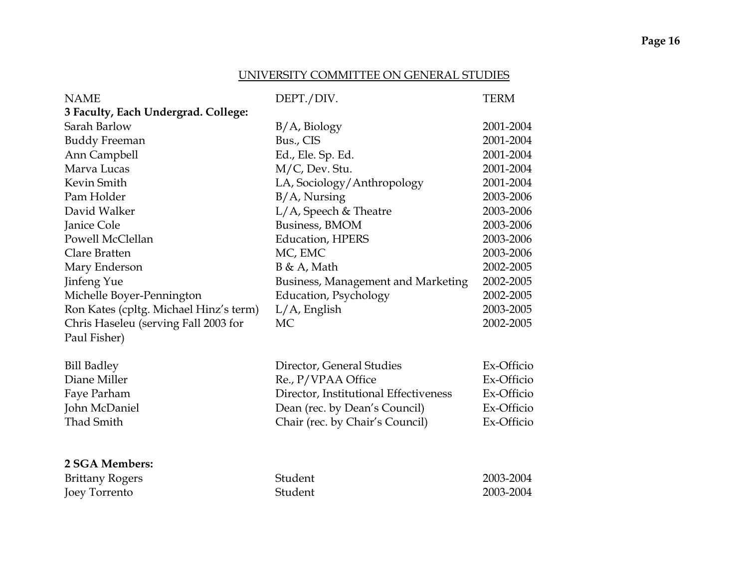## UNIVERSITY COMMITTEE ON GENERAL STUDIES

| NAME | DEPT./DIV. | TERM |
|---|---|---|
| **3 Faculty, Each Undergrad. College:** | | |
| Sarah Barlow | B/A, Biology | 2001-2004 |
| Buddy Freeman | Bus., CIS | 2001-2004 |
| Ann Campbell | Ed., Ele. Sp. Ed. | 2001-2004 |
| Marva Lucas | M/C, Dev. Stu. | 2001-2004 |
| Kevin Smith | LA, Sociology/Anthropology | 2001-2004 |
| Pam Holder | B/A, Nursing | 2003-2006 |
| David Walker | L/A, Speech & Theatre | 2003-2006 |
| Janice Cole | Business, BMOM | 2003-2006 |
| Powell McClellan | Education, HPERS | 2003-2006 |
| Clare Bratten | MC, EMC | 2003-2006 |
| Mary Enderson | B & A, Math | 2002-2005 |
| Jinfeng Yue | Business, Management and Marketing | 2002-2005 |
| Michelle Boyer-Pennington | Education, Psychology | 2002-2005 |
| Ron Kates (cpltg. Michael Hinz's term) | L/A, English | 2003-2005 |
| Chris Haseleu (serving Fall 2003 for Paul Fisher) | MC | 2002-2005 |
| | | |
| Bill Badley | Director, General Studies | Ex-Officio |
| Diane Miller | Re., P/VPAA Office | Ex-Officio |
| Faye Parham | Director, Institutional Effectiveness | Ex-Officio |
| John McDaniel | Dean (rec. by Dean's Council) | Ex-Officio |
| Thad Smith | Chair (rec. by Chair's Council) | Ex-Officio |
| | | |
| **2 SGA Members:** | | |
| Brittany Rogers | Student | 2003-2004 |
| Joey Torrento | Student | 2003-2004 |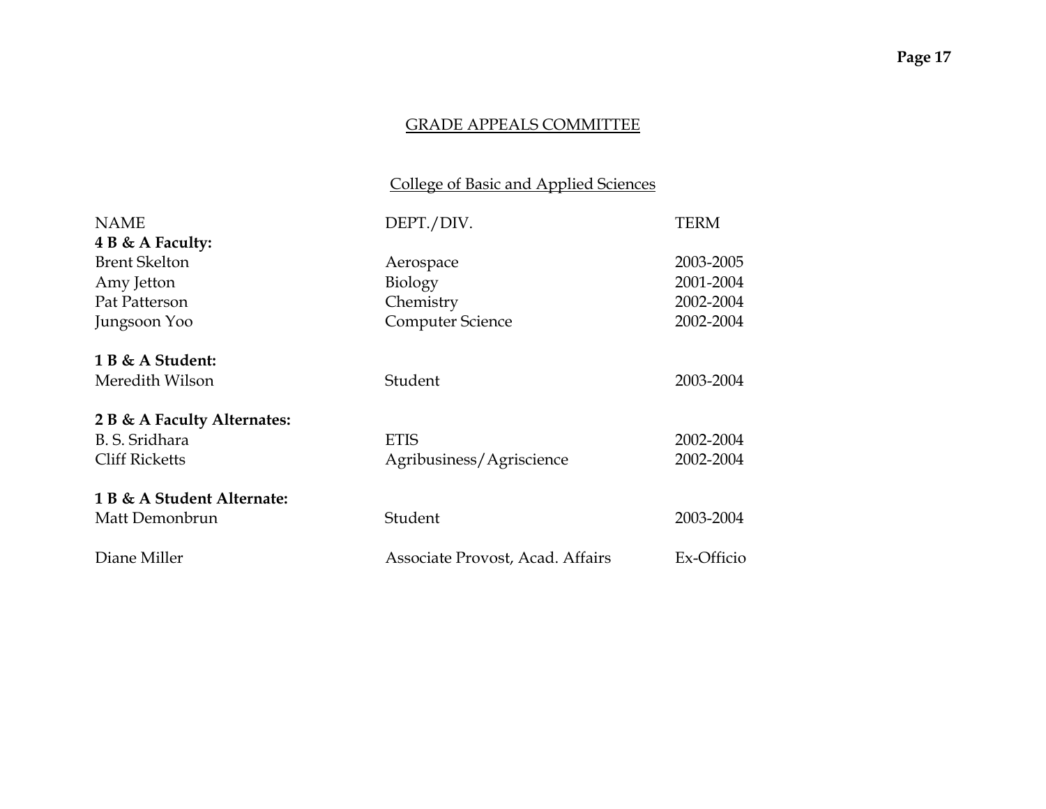## GRADE APPEALS COMMITTEE

### College of Basic and Applied Sciences

| NAME | DEPT./DIV. | TERM |
|---|---|---|
| **4 B & A Faculty:** | | |
| Brent Skelton | Aerospace | 2003-2005 |
| Amy Jetton | Biology | 2001-2004 |
| Pat Patterson | Chemistry | 2002-2004 |
| Jungsoon Yoo | Computer Science | 2002-2004 |
| **1 B & A Student:** | | |
| Meredith Wilson | Student | 2003-2004 |
| **2 B & A Faculty Alternates:** | | |
| B. S. Sridhara | ETIS | 2002-2004 |
| Cliff Ricketts | Agribusiness/Agriscience | 2002-2004 |
| **1 B & A Student Alternate:** | | |
| Matt Demonbrun | Student | 2003-2004 |
| Diane Miller | Associate Provost, Acad. Affairs | Ex-Officio |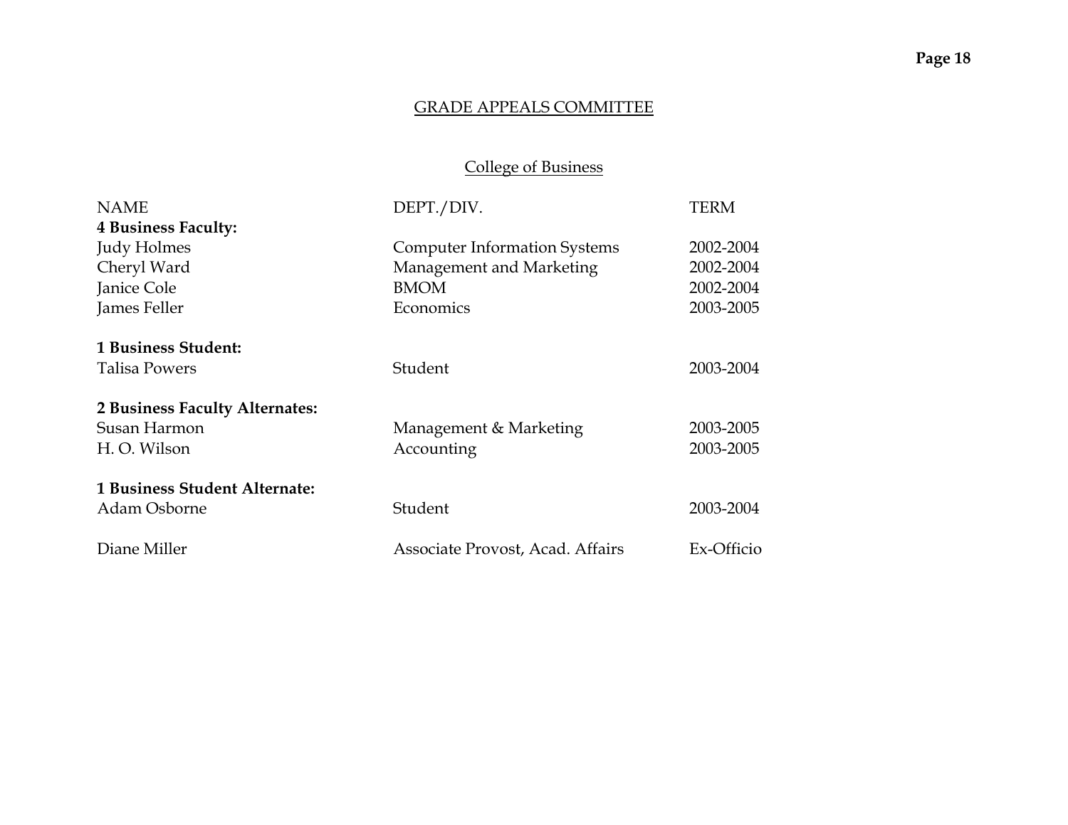# GRADE APPEALS COMMITTEE

## College of Business

| NAME | DEPT./DIV. | TERM |
|---|---|---|
| **4 Business Faculty:** | | |
| Judy Holmes | Computer Information Systems | 2002-2004 |
| Cheryl Ward | Management and Marketing | 2002-2004 |
| Janice Cole | BMOM | 2002-2004 |
| James Feller | Economics | 2003-2005 |
| **1 Business Student:** | | |
| Talisa Powers | Student | 2003-2004 |
| **2 Business Faculty Alternates:** | | |
| Susan Harmon | Management & Marketing | 2003-2005 |
| H. O. Wilson | Accounting | 2003-2005 |
| **1 Business Student Alternate:** | | |
| Adam Osborne | Student | 2003-2004 |
| Diane Miller | Associate Provost, Acad. Affairs | Ex-Officio |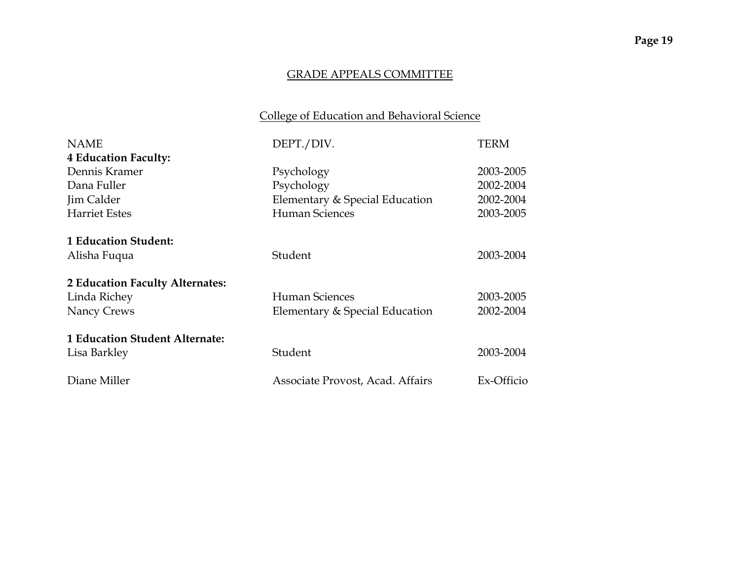## GRADE APPEALS COMMITTEE

### College of Education and Behavioral Science

| NAME | DEPT./DIV. | TERM |
|---|---|---|
| **4 Education Faculty:** | | |
| Dennis Kramer | Psychology | 2003-2005 |
| Dana Fuller | Psychology | 2002-2004 |
| Jim Calder | Elementary & Special Education | 2002-2004 |
| Harriet Estes | Human Sciences | 2003-2005 |
| | | |
| **1 Education Student:** | | |
| Alisha Fuqua | Student | 2003-2004 |
| | | |
| **2 Education Faculty Alternates:** | | |
| Linda Richey | Human Sciences | 2003-2005 |
| Nancy Crews | Elementary & Special Education | 2002-2004 |
| | | |
| **1 Education Student Alternate:** | | |
| Lisa Barkley | Student | 2003-2004 |
| | | |
| Diane Miller | Associate Provost, Acad. Affairs | Ex-Officio |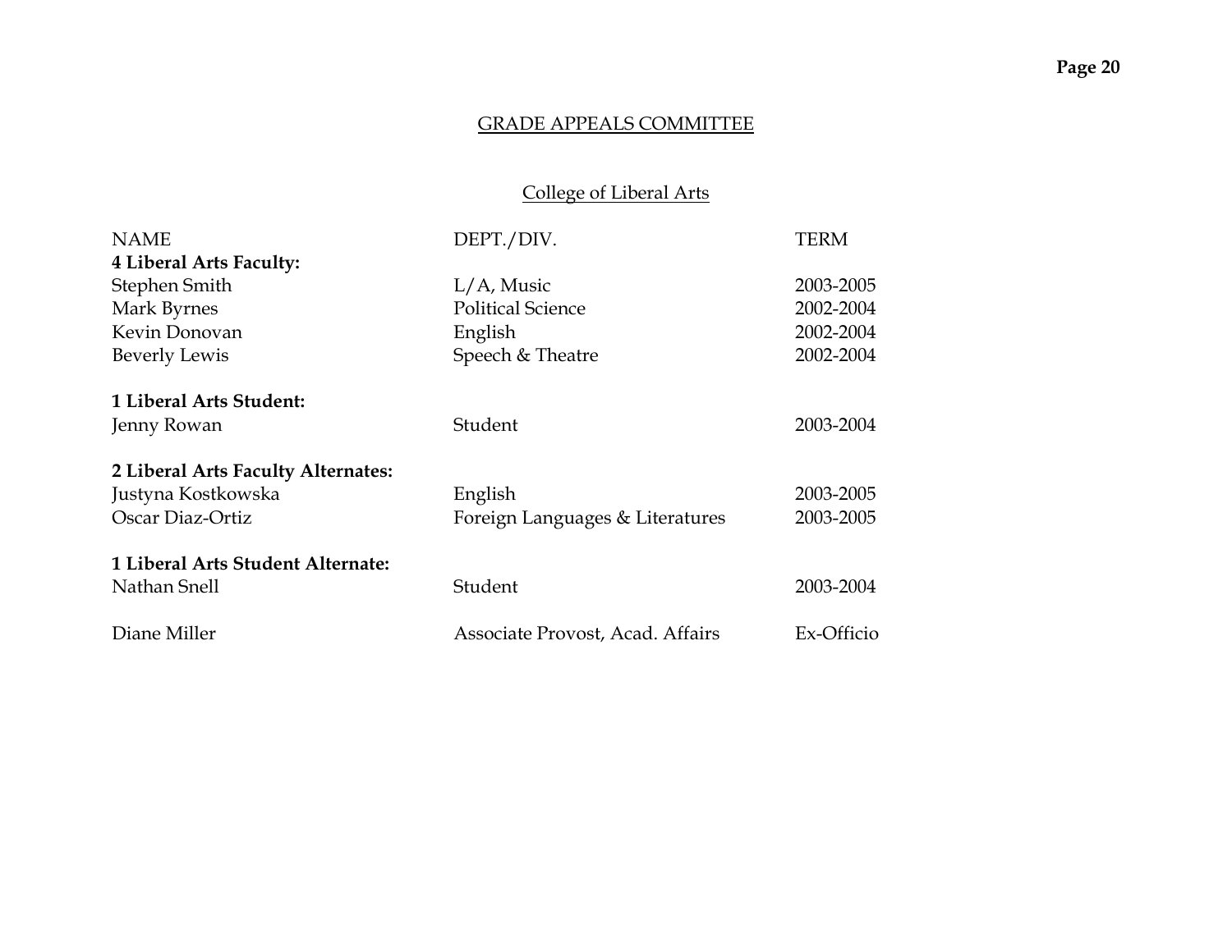## GRADE APPEALS COMMITTEE

### College of Liberal Arts

| NAME | DEPT./DIV. | TERM |
|---|---|---|
| **4 Liberal Arts Faculty:** | | |
| Stephen Smith | L/A, Music | 2003-2005 |
| Mark Byrnes | Political Science | 2002-2004 |
| Kevin Donovan | English | 2002-2004 |
| Beverly Lewis | Speech & Theatre | 2002-2004 |
| | | |
| **1 Liberal Arts Student:** | | |
| Jenny Rowan | Student | 2003-2004 |
| | | |
| **2 Liberal Arts Faculty Alternates:** | | |
| Justyna Kostkowska | English | 2003-2005 |
| Oscar Diaz-Ortiz | Foreign Languages & Literatures | 2003-2005 |
| | | |
| **1 Liberal Arts Student Alternate:** | | |
| Nathan Snell | Student | 2003-2004 |
| | | |
| Diane Miller | Associate Provost, Acad. Affairs | Ex-Officio |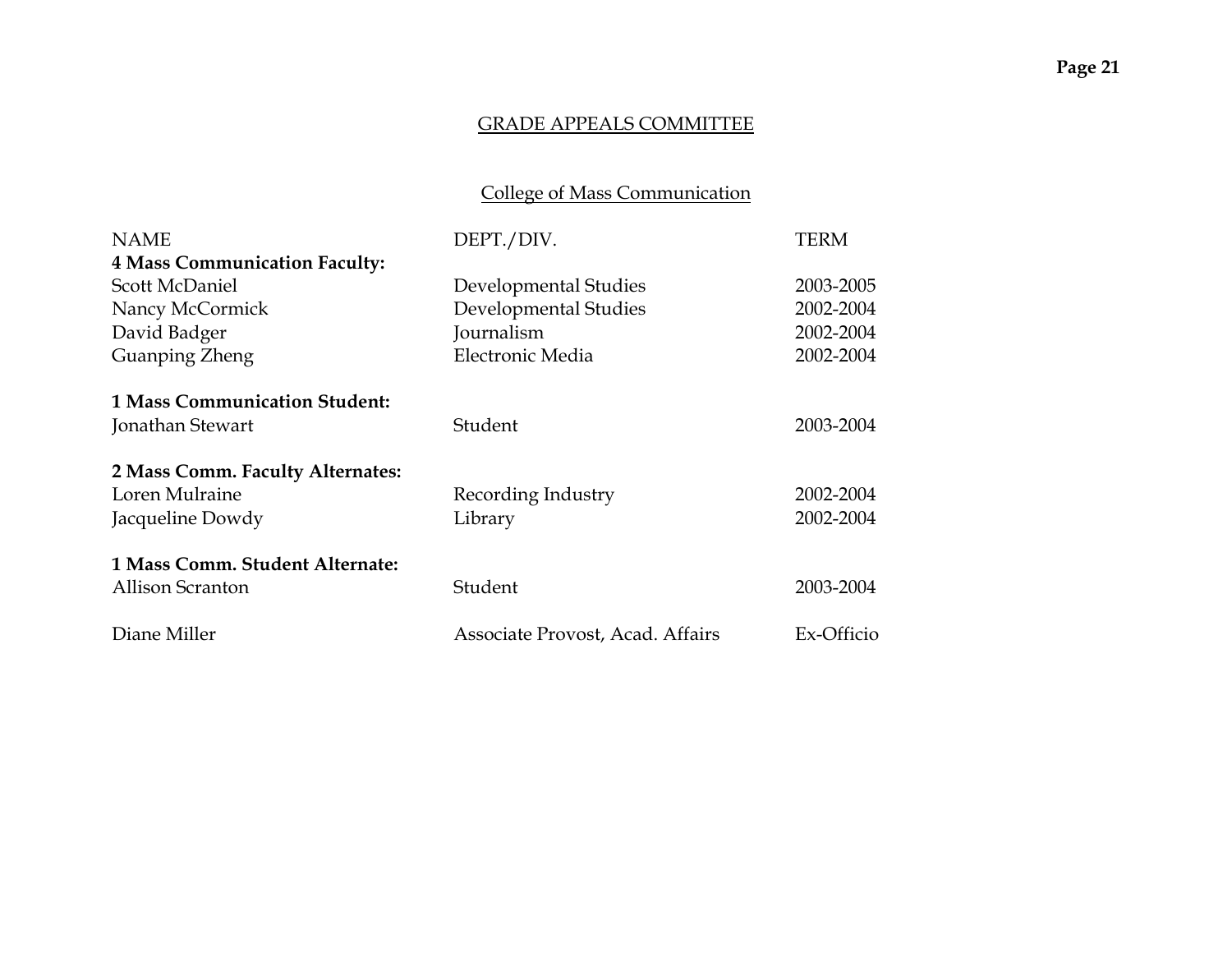## GRADE APPEALS COMMITTEE

### College of Mass Communication

| NAME | DEPT./DIV. | TERM |
|---|---|---|
| **4 Mass Communication Faculty:** | | |
| Scott McDaniel | Developmental Studies | 2003-2005 |
| Nancy McCormick | Developmental Studies | 2002-2004 |
| David Badger | Journalism | 2002-2004 |
| Guanping Zheng | Electronic Media | 2002-2004 |
| | | |
| **1 Mass Communication Student:** | | |
| Jonathan Stewart | Student | 2003-2004 |
| | | |
| **2 Mass Comm. Faculty Alternates:** | | |
| Loren Mulraine | Recording Industry | 2002-2004 |
| Jacqueline Dowdy | Library | 2002-2004 |
| | | |
| **1 Mass Comm. Student Alternate:** | | |
| Allison Scranton | Student | 2003-2004 |
| | | |
| Diane Miller | Associate Provost, Acad. Affairs | Ex-Officio |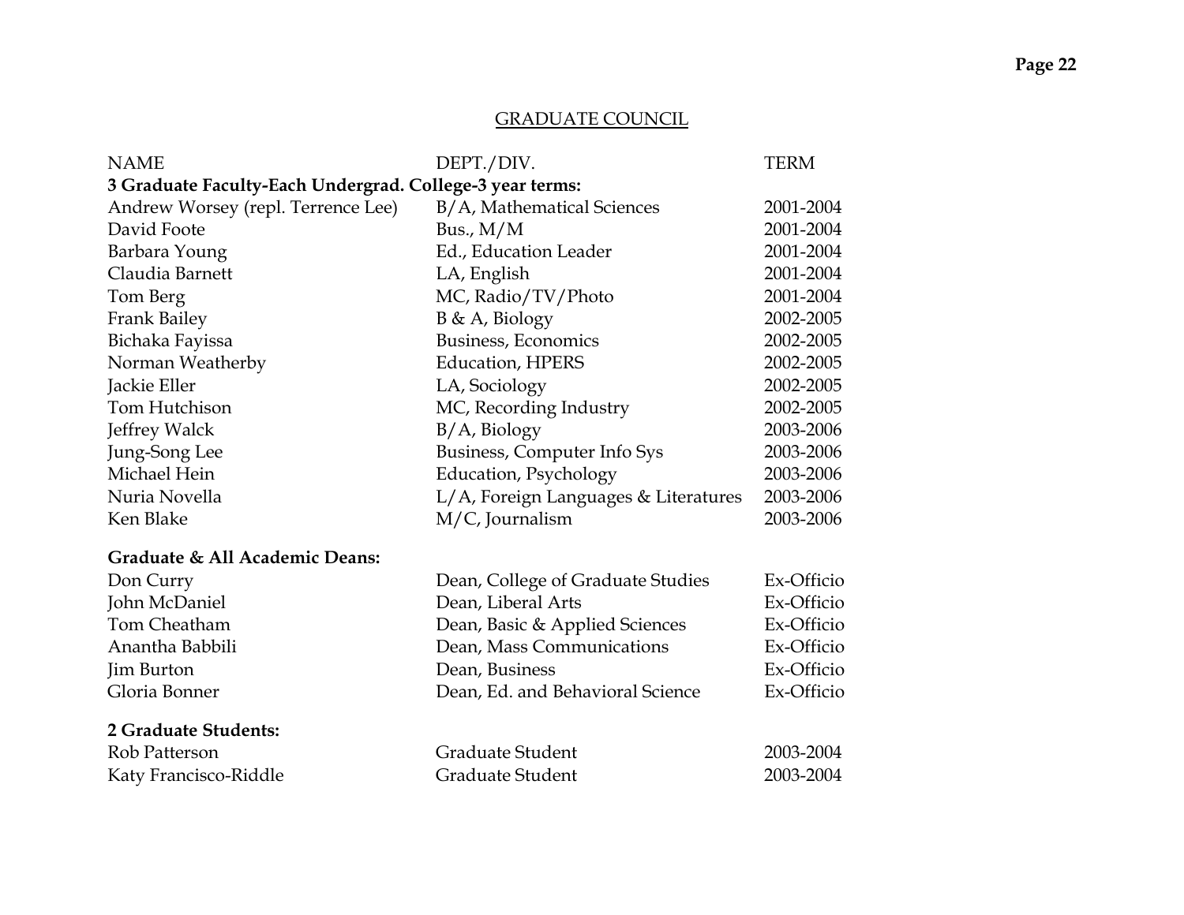## GRADUATE COUNCIL

| NAME | DEPT./DIV. | TERM |
|---|---|---|
| **3 Graduate Faculty-Each Undergrad. College-3 year terms:** | | |
| Andrew Worsey (repl. Terrence Lee) | B/A, Mathematical Sciences | 2001-2004 |
| David Foote | Bus., M/M | 2001-2004 |
| Barbara Young | Ed., Education Leader | 2001-2004 |
| Claudia Barnett | LA, English | 2001-2004 |
| Tom Berg | MC, Radio/TV/Photo | 2001-2004 |
| Frank Bailey | B & A, Biology | 2002-2005 |
| Bichaka Fayissa | Business, Economics | 2002-2005 |
| Norman Weatherby | Education, HPERS | 2002-2005 |
| Jackie Eller | LA, Sociology | 2002-2005 |
| Tom Hutchison | MC, Recording Industry | 2002-2005 |
| Jeffrey Walck | B/A, Biology | 2003-2006 |
| Jung-Song Lee | Business, Computer Info Sys | 2003-2006 |
| Michael Hein | Education, Psychology | 2003-2006 |
| Nuria Novella | L/A, Foreign Languages & Literatures | 2003-2006 |
| Ken Blake | M/C, Journalism | 2003-2006 |
| **Graduate & All Academic Deans:** | | |
| Don Curry | Dean, College of Graduate Studies | Ex-Officio |
| John McDaniel | Dean, Liberal Arts | Ex-Officio |
| Tom Cheatham | Dean, Basic & Applied Sciences | Ex-Officio |
| Anantha Babbili | Dean, Mass Communications | Ex-Officio |
| Jim Burton | Dean, Business | Ex-Officio |
| Gloria Bonner | Dean, Ed. and Behavioral Science | Ex-Officio |
| **2 Graduate Students:** | | |
| Rob Patterson | Graduate Student | 2003-2004 |
| Katy Francisco-Riddle | Graduate Student | 2003-2004 |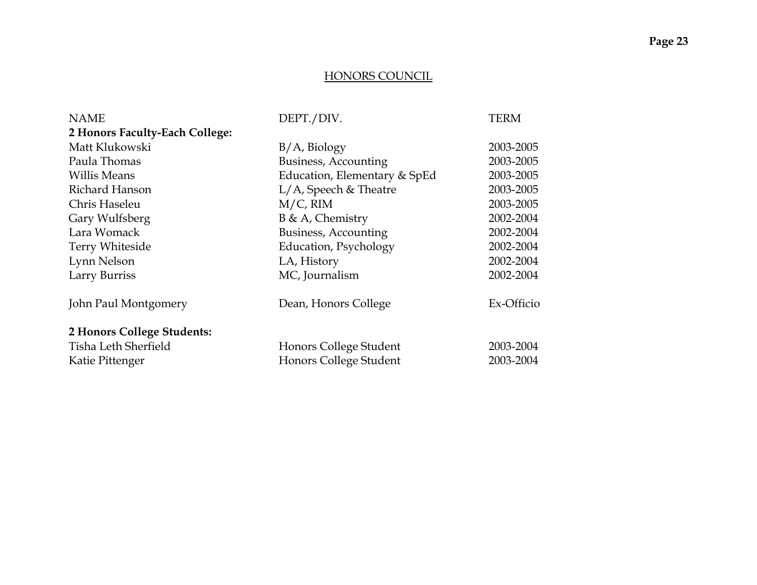## HONORS COUNCIL

| NAME | DEPT./DIV. | TERM |
|---|---|---|
| **2 Honors Faculty-Each College:** | | |
| Matt Klukowski | B/A, Biology | 2003-2005 |
| Paula Thomas | Business, Accounting | 2003-2005 |
| Willis Means | Education, Elementary & SpEd | 2003-2005 |
| Richard Hanson | L/A, Speech & Theatre | 2003-2005 |
| Chris Haseleu | M/C, RIM | 2003-2005 |
| Gary Wulfsberg | B & A, Chemistry | 2002-2004 |
| Lara Womack | Business, Accounting | 2002-2004 |
| Terry Whiteside | Education, Psychology | 2002-2004 |
| Lynn Nelson | LA, History | 2002-2004 |
| Larry Burriss | MC, Journalism | 2002-2004 |
| | | |
| John Paul Montgomery | Dean, Honors College | Ex-Officio |
| | | |
| **2 Honors College Students:** | | |
| Tisha Leth Sherfield | Honors College Student | 2003-2004 |
| Katie Pittenger | Honors College Student | 2003-2004 |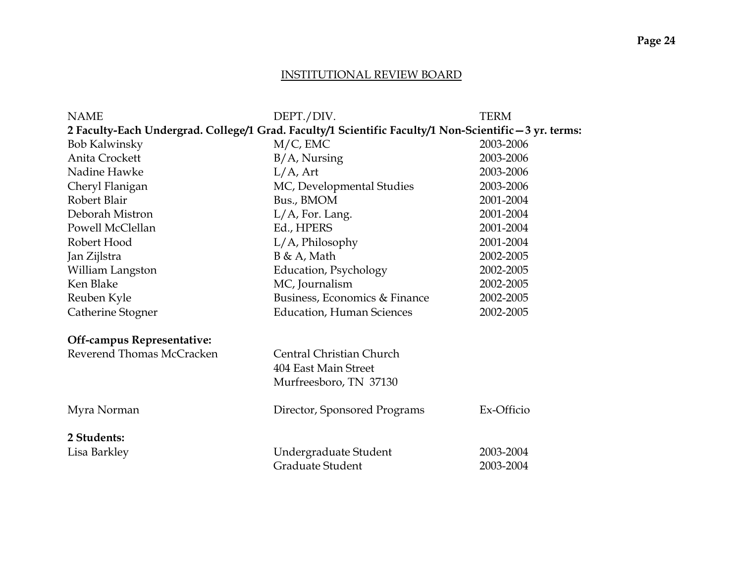## INSTITUTIONAL REVIEW BOARD

| NAME | DEPT./DIV. | TERM |
|---|---|---|
| **2 Faculty-Each Undergrad. College/1 Grad. Faculty/1 Scientific Faculty/1 Non-Scientific—3 yr. terms:** | | |
| Bob Kalwinsky | M/C, EMC | 2003-2006 |
| Anita Crockett | B/A, Nursing | 2003-2006 |
| Nadine Hawke | L/A, Art | 2003-2006 |
| Cheryl Flanigan | MC, Developmental Studies | 2003-2006 |
| Robert Blair | Bus., BMOM | 2001-2004 |
| Deborah Mistron | L/A, For. Lang. | 2001-2004 |
| Powell McClellan | Ed., HPERS | 2001-2004 |
| Robert Hood | L/A, Philosophy | 2001-2004 |
| Jan Zijlstra | B & A, Math | 2002-2005 |
| William Langston | Education, Psychology | 2002-2005 |
| Ken Blake | MC, Journalism | 2002-2005 |
| Reuben Kyle | Business, Economics & Finance | 2002-2005 |
| Catherine Stogner | Education, Human Sciences | 2002-2005 |
| **Off-campus Representative:** | | |
| Reverend Thomas McCracken | Central Christian Church<br>404 East Main Street<br>Murfreesboro, TN 37130 | |
| Myra Norman | Director, Sponsored Programs | Ex-Officio |
| **2 Students:** | | |
| Lisa Barkley | Undergraduate Student | 2003-2004 |
| | Graduate Student | 2003-2004 |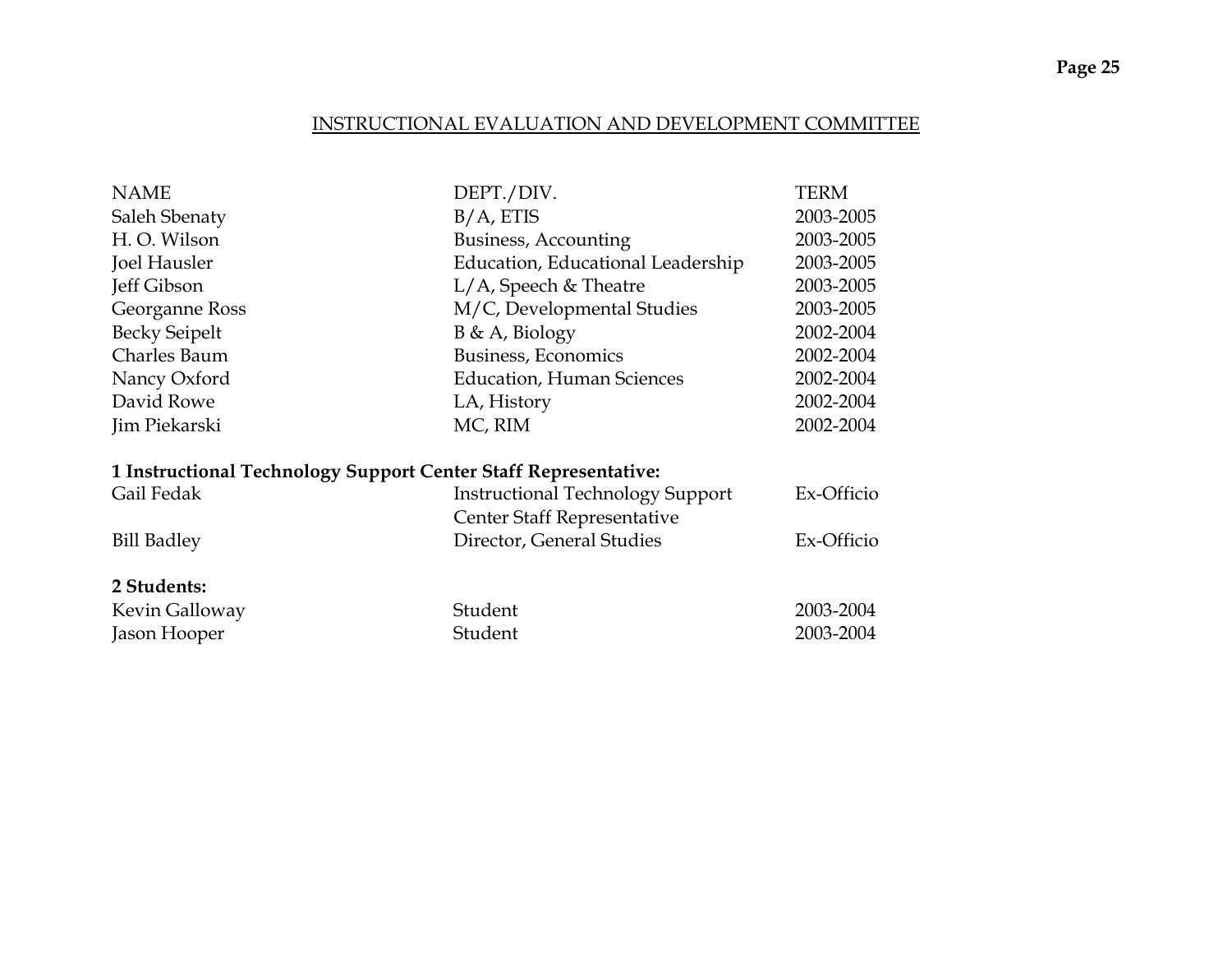## INSTRUCTIONAL EVALUATION AND DEVELOPMENT COMMITTEE

| NAME | DEPT./DIV. | TERM |
|---|---|---|
| Saleh Sbenaty | B/A, ETIS | 2003-2005 |
| H. O. Wilson | Business, Accounting | 2003-2005 |
| Joel Hausler | Education, Educational Leadership | 2003-2005 |
| Jeff Gibson | L/A, Speech & Theatre | 2003-2005 |
| Georganne Ross | M/C, Developmental Studies | 2003-2005 |
| Becky Seipelt | B & A, Biology | 2002-2004 |
| Charles Baum | Business, Economics | 2002-2004 |
| Nancy Oxford | Education, Human Sciences | 2002-2004 |
| David Rowe | LA, History | 2002-2004 |
| Jim Piekarski | MC, RIM | 2002-2004 |
| **1 Instructional Technology Support Center Staff Representative:** | | |
| Gail Fedak | Instructional Technology Support Center Staff Representative | Ex-Officio |
| Bill Badley | Director, General Studies | Ex-Officio |
| **2 Students:** | | |
| Kevin Galloway | Student | 2003-2004 |
| Jason Hooper | Student | 2003-2004 |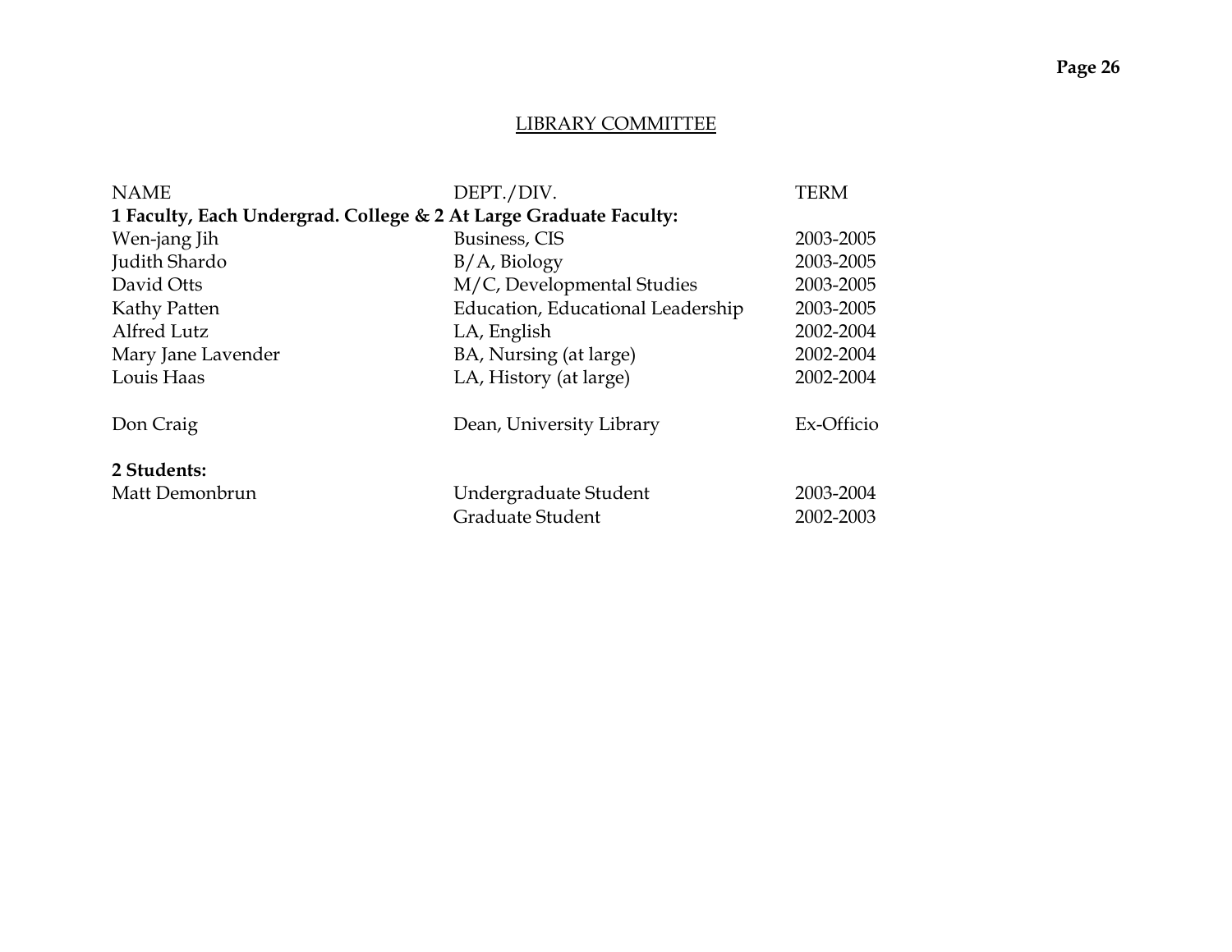## LIBRARY COMMITTEE

| NAME | DEPT./DIV. | TERM |
|---|---|---|
| **1 Faculty, Each Undergrad. College & 2 At Large Graduate Faculty:** | | |
| Wen-jang Jih | Business, CIS | 2003-2005 |
| Judith Shardo | B/A, Biology | 2003-2005 |
| David Otts | M/C, Developmental Studies | 2003-2005 |
| Kathy Patten | Education, Educational Leadership | 2003-2005 |
| Alfred Lutz | LA, English | 2002-2004 |
| Mary Jane Lavender | BA, Nursing (at large) | 2002-2004 |
| Louis Haas | LA, History (at large) | 2002-2004 |
| | | |
| Don Craig | Dean, University Library | Ex-Officio |
| | | |
| **2 Students:** | | |
| Matt Demonbrun | Undergraduate Student | 2003-2004 |
| | Graduate Student | 2002-2003 |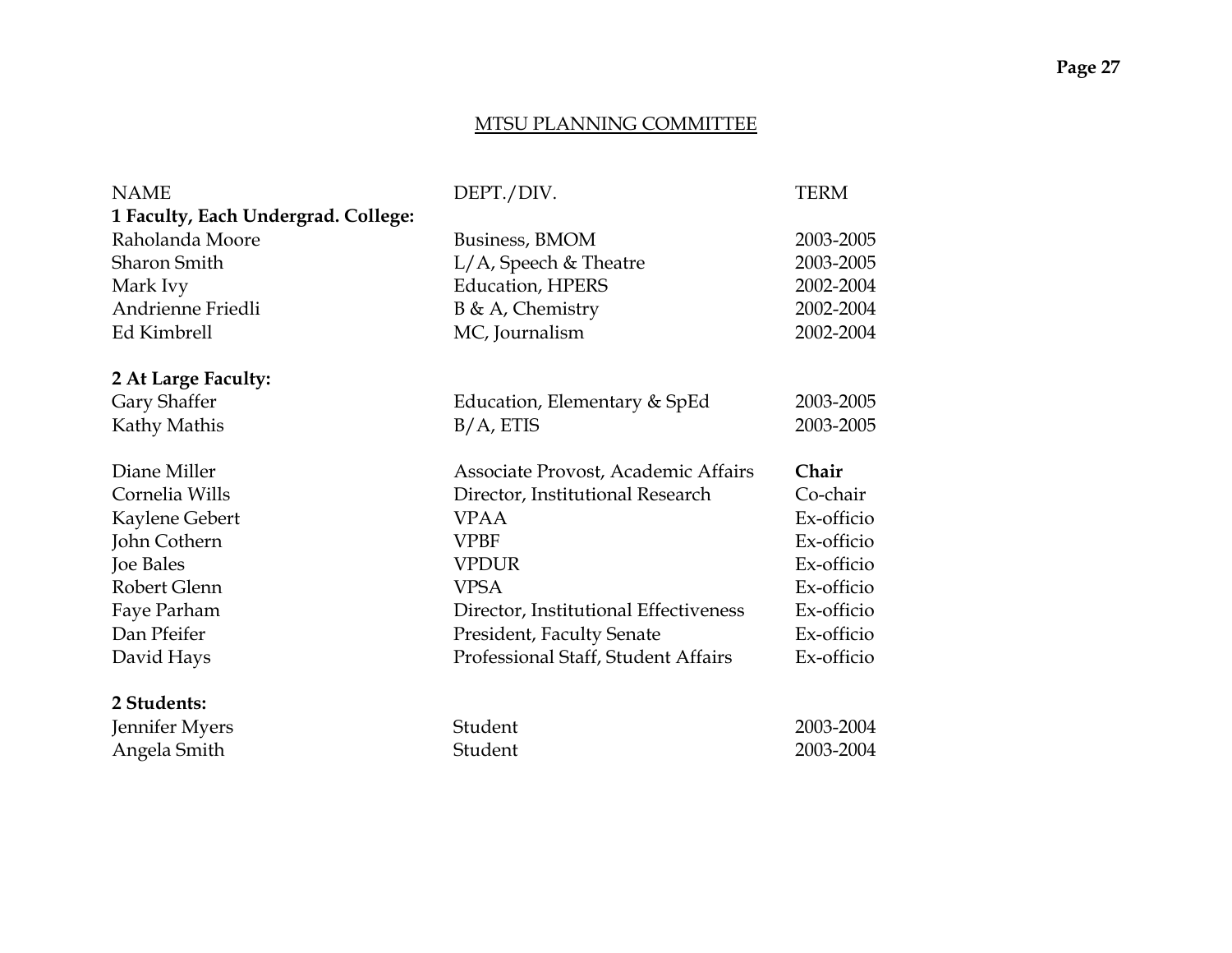## MTSU PLANNING COMMITTEE

| NAME | DEPT./DIV. | TERM |
|---|---|---|
| **1 Faculty, Each Undergrad. College:** | | |
| Raholanda Moore | Business, BMOM | 2003-2005 |
| Sharon Smith | L/A, Speech & Theatre | 2003-2005 |
| Mark Ivy | Education, HPERS | 2002-2004 |
| Andrienne Friedli | B & A, Chemistry | 2002-2004 |
| Ed Kimbrell | MC, Journalism | 2002-2004 |
| | | |
| **2 At Large Faculty:** | | |
| Gary Shaffer | Education, Elementary & SpEd | 2003-2005 |
| Kathy Mathis | B/A, ETIS | 2003-2005 |
| | | |
| Diane Miller | Associate Provost, Academic Affairs | **Chair** |
| Cornelia Wills | Director, Institutional Research | Co-chair |
| Kaylene Gebert | VPAA | Ex-officio |
| John Cothern | VPBF | Ex-officio |
| Joe Bales | VPDUR | Ex-officio |
| Robert Glenn | VPSA | Ex-officio |
| Faye Parham | Director, Institutional Effectiveness | Ex-officio |
| Dan Pfeifer | President, Faculty Senate | Ex-officio |
| David Hays | Professional Staff, Student Affairs | Ex-officio |
| | | |
| **2 Students:** | | |
| Jennifer Myers | Student | 2003-2004 |
| Angela Smith | Student | 2003-2004 |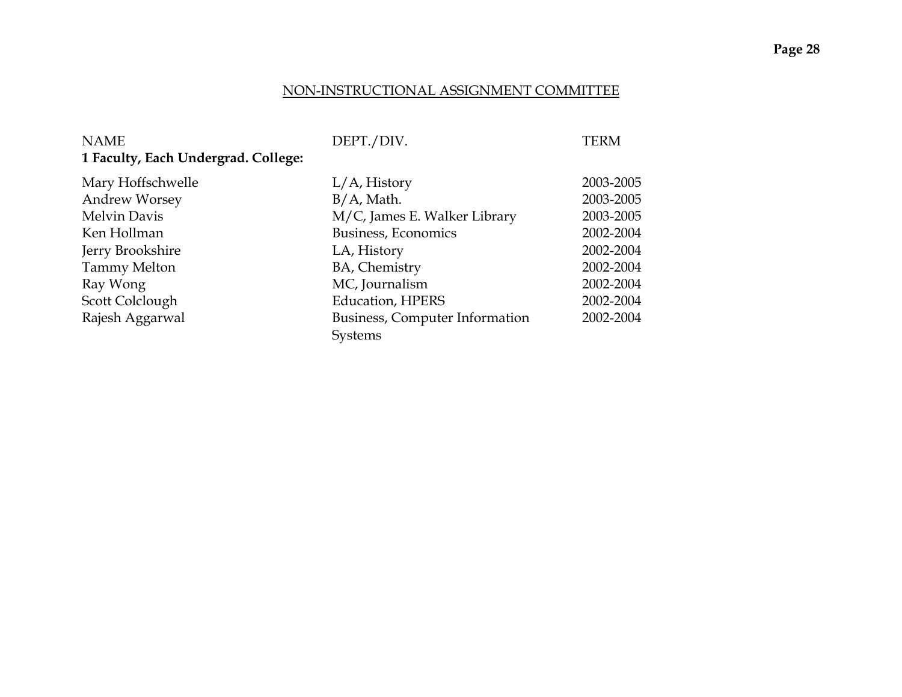## NON-INSTRUCTIONAL ASSIGNMENT COMMITTEE

| NAME | DEPT./DIV. | TERM |
|---|---|---|
| **1 Faculty, Each Undergrad. College:** | | |
| Mary Hoffschwelle | L/A, History | 2003-2005 |
| Andrew Worsey | B/A, Math. | 2003-2005 |
| Melvin Davis | M/C, James E. Walker Library | 2003-2005 |
| Ken Hollman | Business, Economics | 2002-2004 |
| Jerry Brookshire | LA, History | 2002-2004 |
| Tammy Melton | BA, Chemistry | 2002-2004 |
| Ray Wong | MC, Journalism | 2002-2004 |
| Scott Colclough | Education, HPERS | 2002-2004 |
| Rajesh Aggarwal | Business, Computer Information Systems | 2002-2004 |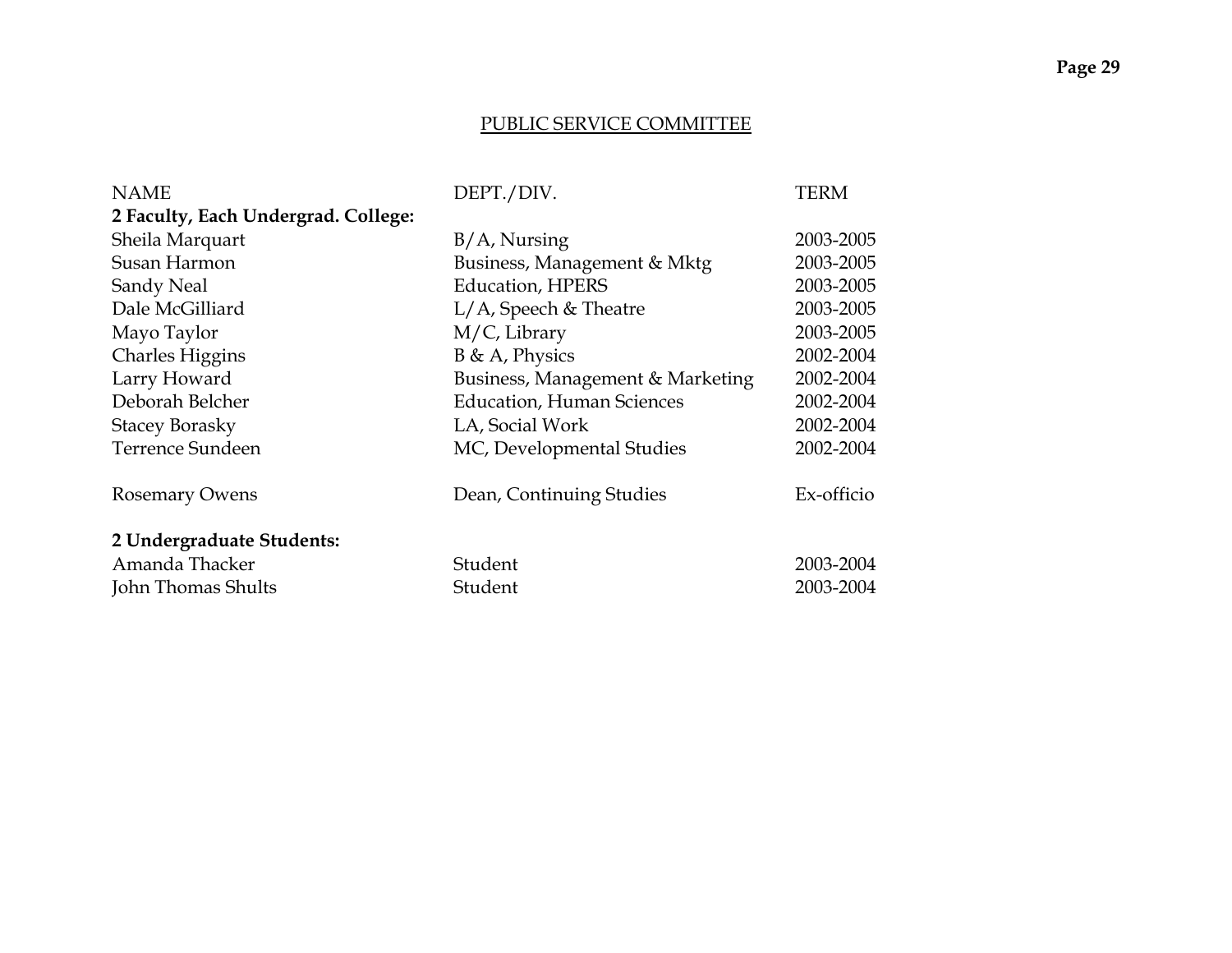## PUBLIC SERVICE COMMITTEE

| NAME | DEPT./DIV. | TERM |
| --- | --- | --- |
| **2 Faculty, Each Undergrad. College:** | | |
| Sheila Marquart | B/A, Nursing | 2003-2005 |
| Susan Harmon | Business, Management & Mktg | 2003-2005 |
| Sandy Neal | Education, HPERS | 2003-2005 |
| Dale McGilliard | L/A, Speech & Theatre | 2003-2005 |
| Mayo Taylor | M/C, Library | 2003-2005 |
| Charles Higgins | B & A, Physics | 2002-2004 |
| Larry Howard | Business, Management & Marketing | 2002-2004 |
| Deborah Belcher | Education, Human Sciences | 2002-2004 |
| Stacey Borasky | LA, Social Work | 2002-2004 |
| Terrence Sundeen | MC, Developmental Studies | 2002-2004 |
| | | |
| Rosemary Owens | Dean, Continuing Studies | Ex-officio |
| | | |
| **2 Undergraduate Students:** | | |
| Amanda Thacker | Student | 2003-2004 |
| John Thomas Shults | Student | 2003-2004 |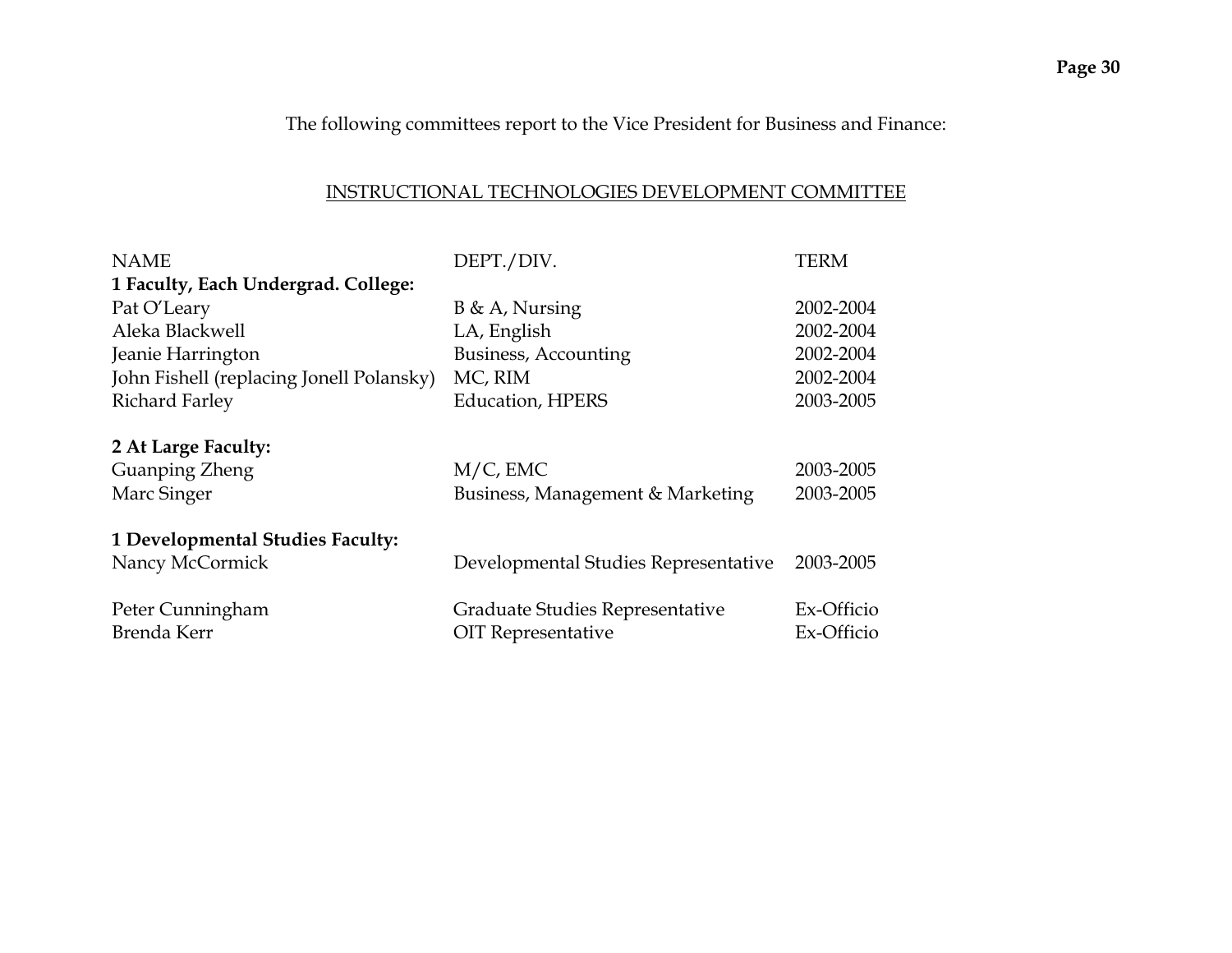The following committees report to the Vice President for Business and Finance:

## INSTRUCTIONAL TECHNOLOGIES DEVELOPMENT COMMITTEE

| NAME | DEPT./DIV. | TERM |
|---|---|---|
| **1 Faculty, Each Undergrad. College:** | | |
| Pat O'Leary | B & A, Nursing | 2002-2004 |
| Aleka Blackwell | LA, English | 2002-2004 |
| Jeanie Harrington | Business, Accounting | 2002-2004 |
| John Fishell (replacing Jonell Polansky) | MC, RIM | 2002-2004 |
| Richard Farley | Education, HPERS | 2003-2005 |
| **2 At Large Faculty:** | | |
| Guanping Zheng | M/C, EMC | 2003-2005 |
| Marc Singer | Business, Management & Marketing | 2003-2005 |
| **1 Developmental Studies Faculty:** | | |
| Nancy McCormick | Developmental Studies Representative | 2003-2005 |
| Peter Cunningham | Graduate Studies Representative | Ex-Officio |
| Brenda Kerr | OIT Representative | Ex-Officio |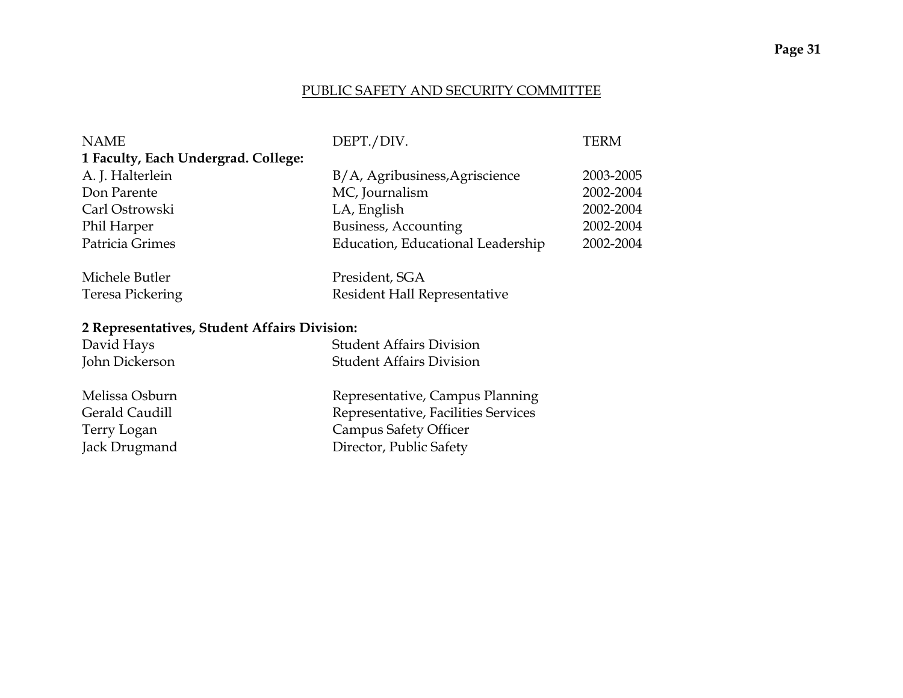## PUBLIC SAFETY AND SECURITY COMMITTEE

| NAME | DEPT./DIV. | TERM |
|---|---|---|
| **1 Faculty, Each Undergrad. College:** | | |
| A. J. Halterlein | B/A, Agribusiness,Agriscience | 2003-2005 |
| Don Parente | MC, Journalism | 2002-2004 |
| Carl Ostrowski | LA, English | 2002-2004 |
| Phil Harper | Business, Accounting | 2002-2004 |
| Patricia Grimes | Education, Educational Leadership | 2002-2004 |
| | | |
| Michele Butler | President, SGA | |
| Teresa Pickering | Resident Hall Representative | |
| | | |
| **2 Representatives, Student Affairs Division:** | | |
| David Hays | Student Affairs Division | |
| John Dickerson | Student Affairs Division | |
| | | |
| Melissa Osburn | Representative, Campus Planning | |
| Gerald Caudill | Representative, Facilities Services | |
| Terry Logan | Campus Safety Officer | |
| Jack Drugmand | Director, Public Safety | |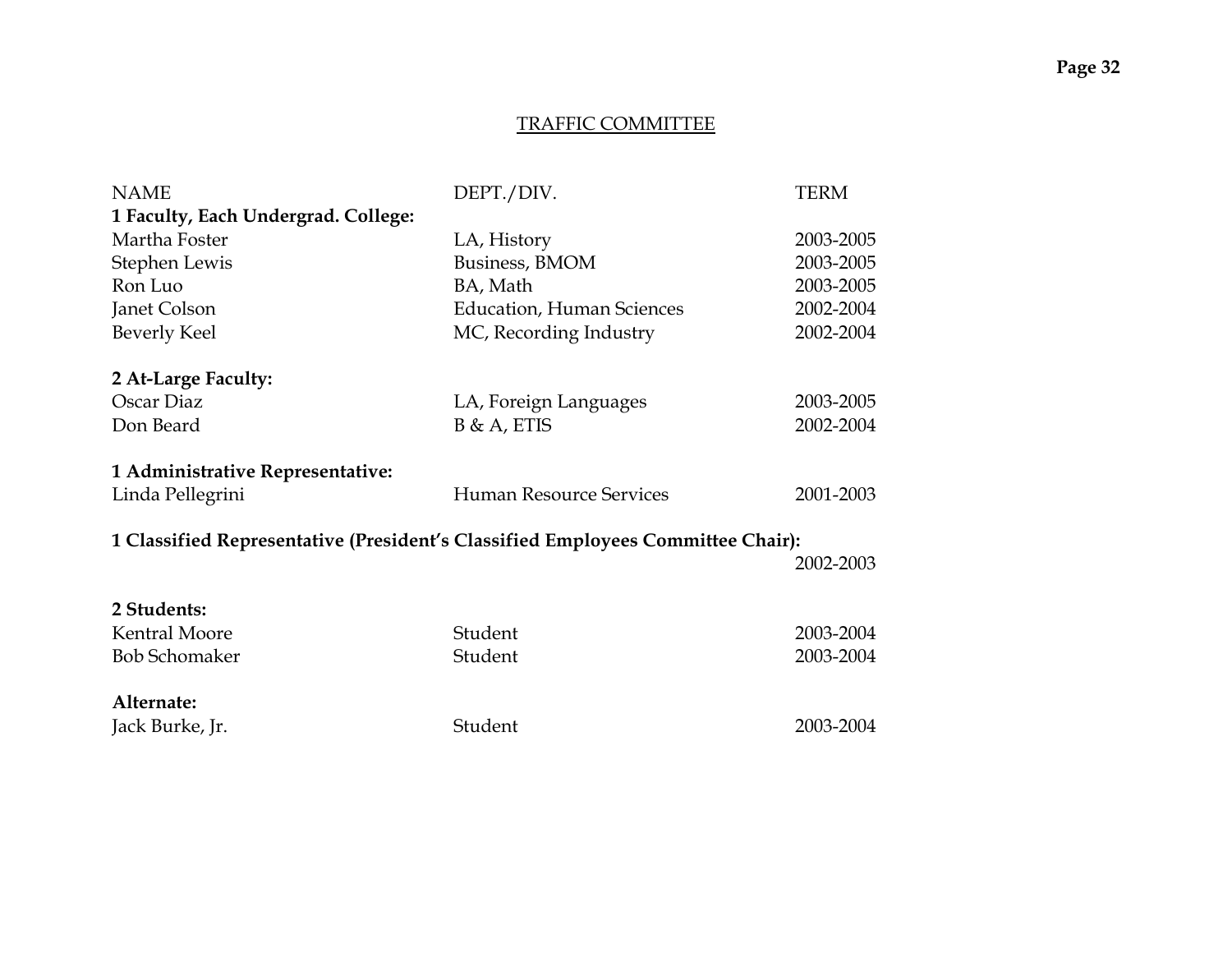## TRAFFIC COMMITTEE

| NAME | DEPT./DIV. | TERM |
|---|---|---|
| **1 Faculty, Each Undergrad. College:** | | |
| Martha Foster | LA, History | 2003-2005 |
| Stephen Lewis | Business, BMOM | 2003-2005 |
| Ron Luo | BA, Math | 2003-2005 |
| Janet Colson | Education, Human Sciences | 2002-2004 |
| Beverly Keel | MC, Recording Industry | 2002-2004 |
| **2 At-Large Faculty:** | | |
| Oscar Diaz | LA, Foreign Languages | 2003-2005 |
| Don Beard | B & A, ETIS | 2002-2004 |
| **1 Administrative Representative:** | | |
| Linda Pellegrini | Human Resource Services | 2001-2003 |
| **1 Classified Representative (President's Classified Employees Committee Chair):** | | |
| | | 2002-2003 |
| **2 Students:** | | |
| Kentral Moore | Student | 2003-2004 |
| Bob Schomaker | Student | 2003-2004 |
| **Alternate:** | | |
| Jack Burke, Jr. | Student | 2003-2004 |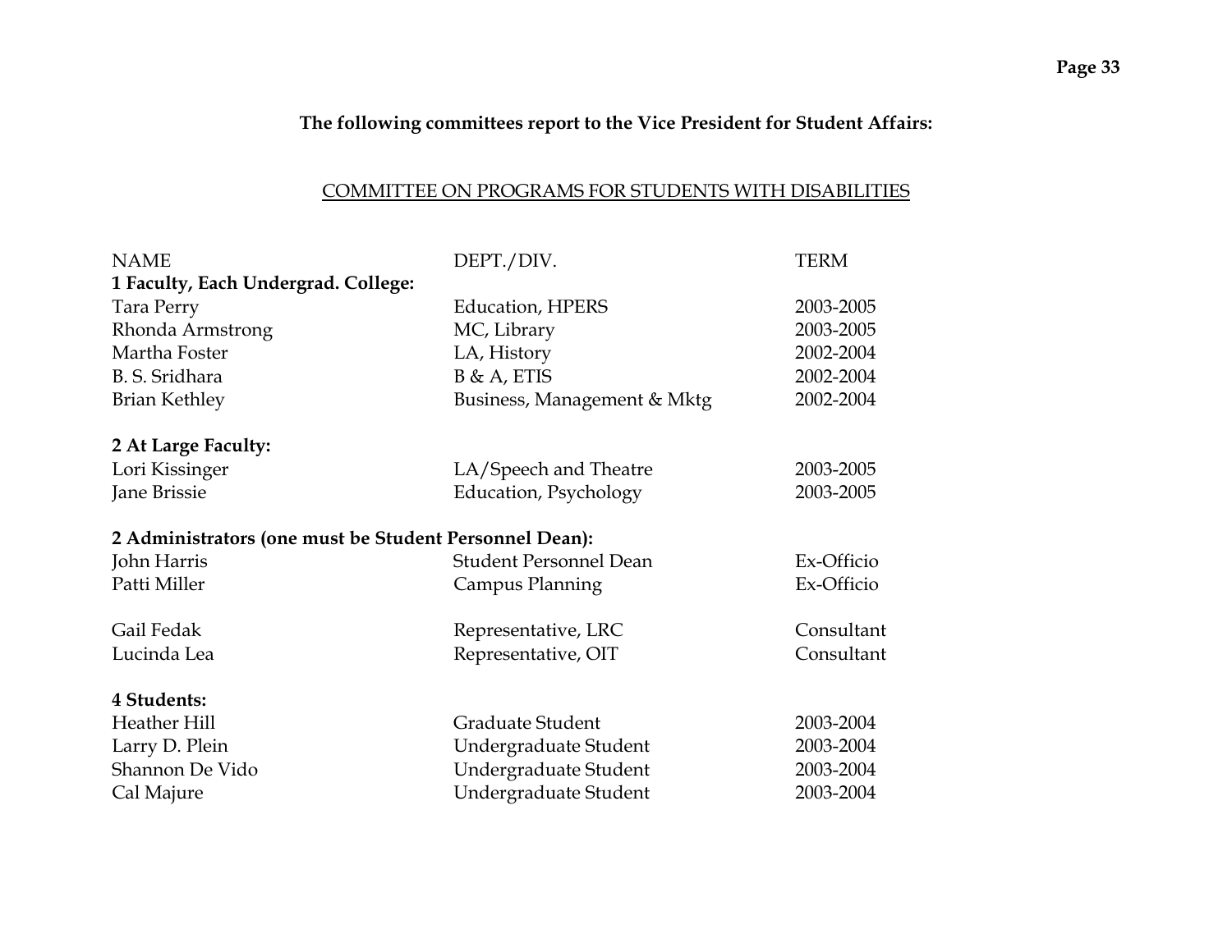**The following committees report to the Vice President for Student Affairs:**

## COMMITTEE ON PROGRAMS FOR STUDENTS WITH DISABILITIES

| NAME | DEPT./DIV. | TERM |
|---|---|---|
| **1 Faculty, Each Undergrad. College:** | | |
| Tara Perry | Education, HPERS | 2003-2005 |
| Rhonda Armstrong | MC, Library | 2003-2005 |
| Martha Foster | LA, History | 2002-2004 |
| B. S. Sridhara | B & A, ETIS | 2002-2004 |
| Brian Kethley | Business, Management & Mktg | 2002-2004 |
| | | |
| **2 At Large Faculty:** | | |
| Lori Kissinger | LA/Speech and Theatre | 2003-2005 |
| Jane Brissie | Education, Psychology | 2003-2005 |
| | | |
| **2 Administrators (one must be Student Personnel Dean):** | | |
| John Harris | Student Personnel Dean | Ex-Officio |
| Patti Miller | Campus Planning | Ex-Officio |
| | | |
| Gail Fedak | Representative, LRC | Consultant |
| Lucinda Lea | Representative, OIT | Consultant |
| | | |
| **4 Students:** | | |
| Heather Hill | Graduate Student | 2003-2004 |
| Larry D. Plein | Undergraduate Student | 2003-2004 |
| Shannon De Vido | Undergraduate Student | 2003-2004 |
| Cal Majure | Undergraduate Student | 2003-2004 |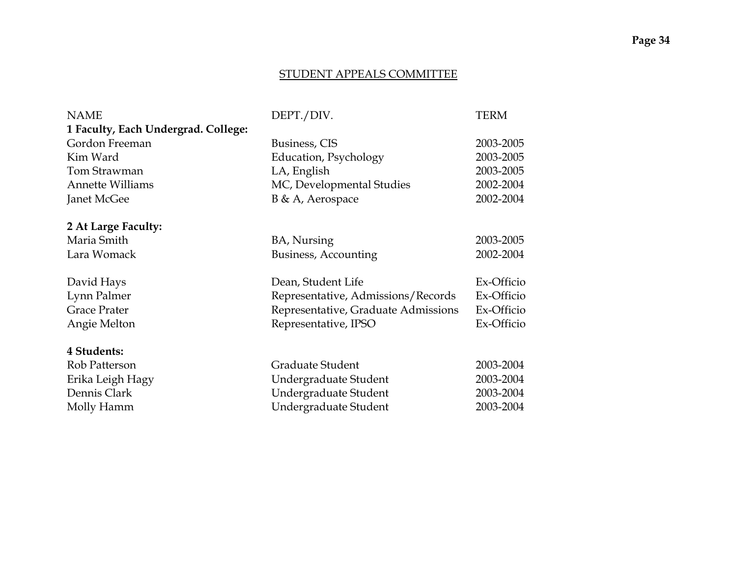## STUDENT APPEALS COMMITTEE

| NAME | DEPT./DIV. | TERM |
|---|---|---|
| **1 Faculty, Each Undergrad. College:** | | |
| Gordon Freeman | Business, CIS | 2003-2005 |
| Kim Ward | Education, Psychology | 2003-2005 |
| Tom Strawman | LA, English | 2003-2005 |
| Annette Williams | MC, Developmental Studies | 2002-2004 |
| Janet McGee | B & A, Aerospace | 2002-2004 |
| | | |
| **2 At Large Faculty:** | | |
| Maria Smith | BA, Nursing | 2003-2005 |
| Lara Womack | Business, Accounting | 2002-2004 |
| | | |
| David Hays | Dean, Student Life | Ex-Officio |
| Lynn Palmer | Representative, Admissions/Records | Ex-Officio |
| Grace Prater | Representative, Graduate Admissions | Ex-Officio |
| Angie Melton | Representative, IPSO | Ex-Officio |
| | | |
| **4 Students:** | | |
| Rob Patterson | Graduate Student | 2003-2004 |
| Erika Leigh Hagy | Undergraduate Student | 2003-2004 |
| Dennis Clark | Undergraduate Student | 2003-2004 |
| Molly Hamm | Undergraduate Student | 2003-2004 |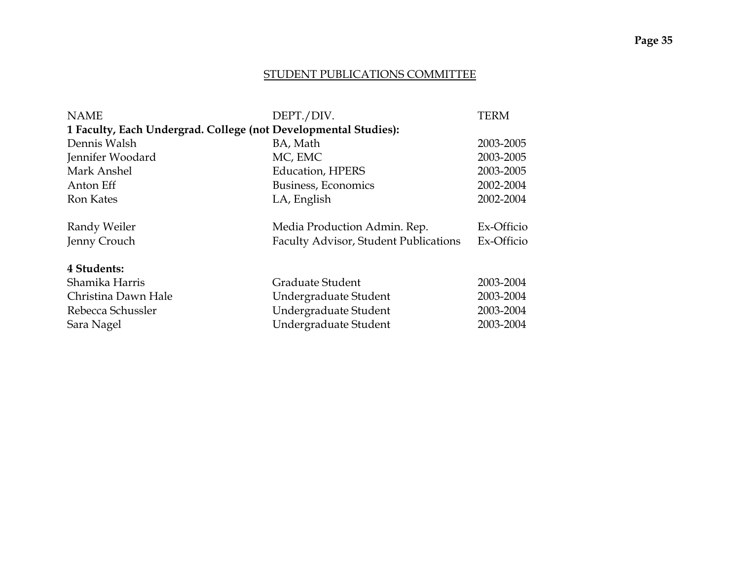## STUDENT PUBLICATIONS COMMITTEE

| NAME | DEPT./DIV. | TERM |
|---|---|---|
| **1 Faculty, Each Undergrad. College (not Developmental Studies):** | | |
| Dennis Walsh | BA, Math | 2003-2005 |
| Jennifer Woodard | MC, EMC | 2003-2005 |
| Mark Anshel | Education, HPERS | 2003-2005 |
| Anton Eff | Business, Economics | 2002-2004 |
| Ron Kates | LA, English | 2002-2004 |
| | | |
| Randy Weiler | Media Production Admin. Rep. | Ex-Officio |
| Jenny Crouch | Faculty Advisor, Student Publications | Ex-Officio |
| | | |
| **4 Students:** | | |
| Shamika Harris | Graduate Student | 2003-2004 |
| Christina Dawn Hale | Undergraduate Student | 2003-2004 |
| Rebecca Schussler | Undergraduate Student | 2003-2004 |
| Sara Nagel | Undergraduate Student | 2003-2004 |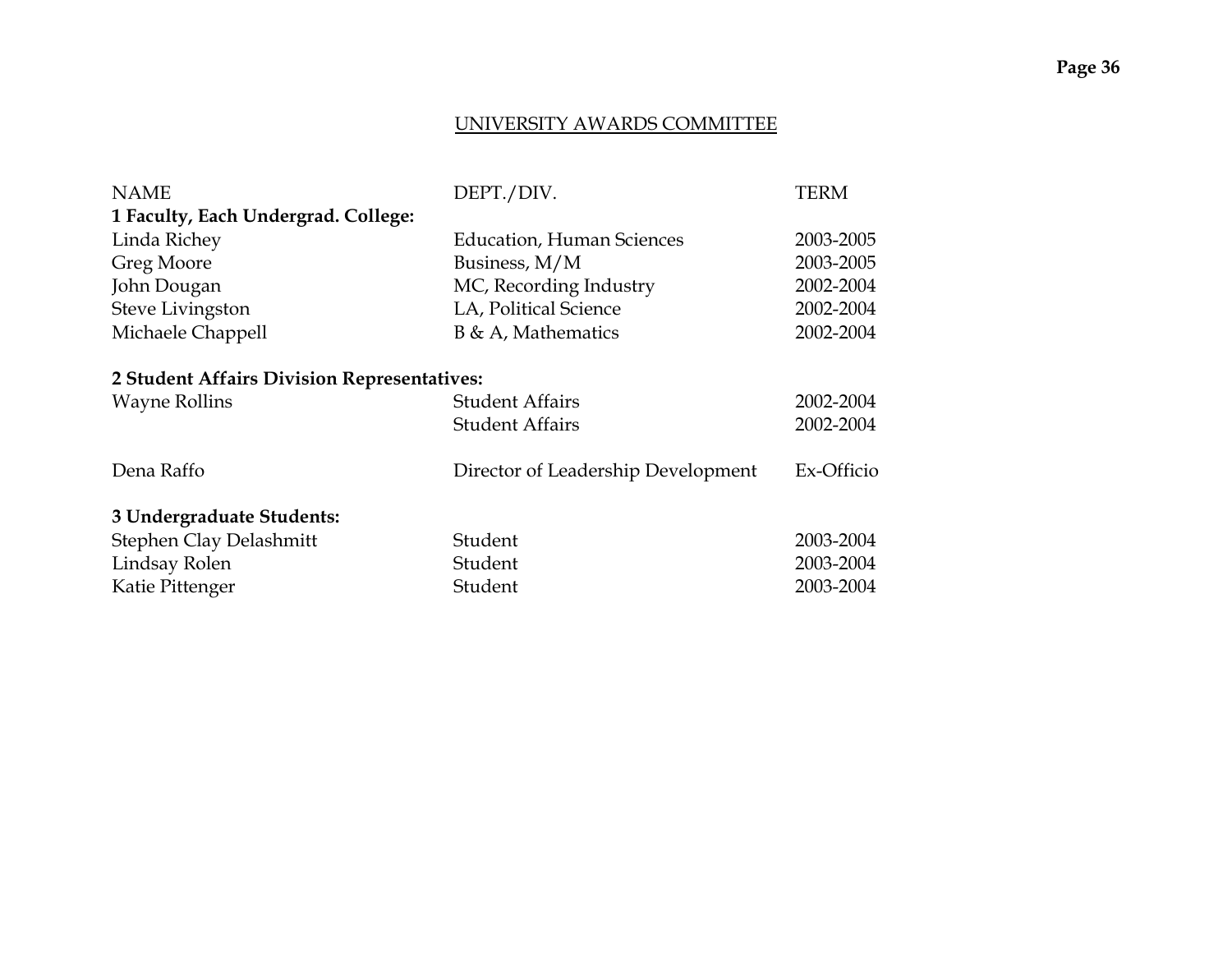## UNIVERSITY AWARDS COMMITTEE

| NAME | DEPT./DIV. | TERM |
|---|---|---|
| **1 Faculty, Each Undergrad. College:** | | |
| Linda Richey | Education, Human Sciences | 2003-2005 |
| Greg Moore | Business, M/M | 2003-2005 |
| John Dougan | MC, Recording Industry | 2002-2004 |
| Steve Livingston | LA, Political Science | 2002-2004 |
| Michaele Chappell | B & A, Mathematics | 2002-2004 |
| | | |
| **2 Student Affairs Division Representatives:** | | |
| Wayne Rollins | Student Affairs | 2002-2004 |
| | Student Affairs | 2002-2004 |
| | | |
| Dena Raffo | Director of Leadership Development | Ex-Officio |
| | | |
| **3 Undergraduate Students:** | | |
| Stephen Clay Delashmitt | Student | 2003-2004 |
| Lindsay Rolen | Student | 2003-2004 |
| Katie Pittenger | Student | 2003-2004 |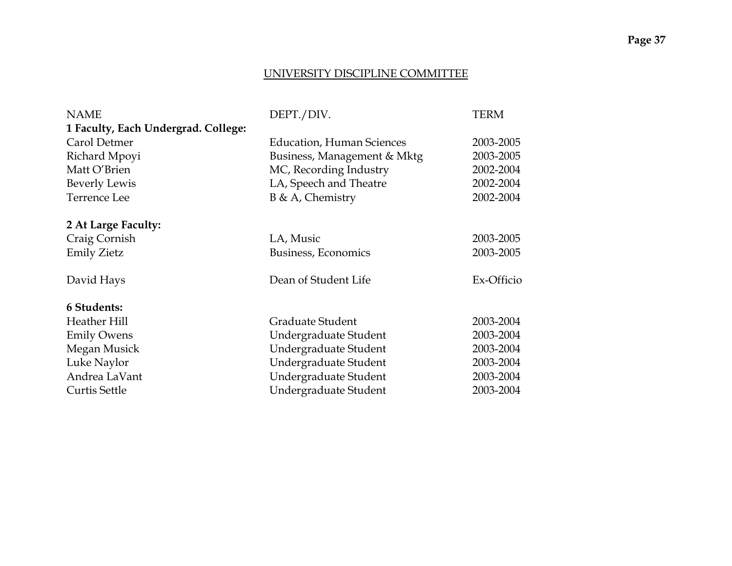## UNIVERSITY DISCIPLINE COMMITTEE

| NAME | DEPT./DIV. | TERM |
|---|---|---|
| **1 Faculty, Each Undergrad. College:** | | |
| Carol Detmer | Education, Human Sciences | 2003-2005 |
| Richard Mpoyi | Business, Management & Mktg | 2003-2005 |
| Matt O'Brien | MC, Recording Industry | 2002-2004 |
| Beverly Lewis | LA, Speech and Theatre | 2002-2004 |
| Terrence Lee | B & A, Chemistry | 2002-2004 |
| | | |
| **2 At Large Faculty:** | | |
| Craig Cornish | LA, Music | 2003-2005 |
| Emily Zietz | Business, Economics | 2003-2005 |
| | | |
| David Hays | Dean of Student Life | Ex-Officio |
| | | |
| **6 Students:** | | |
| Heather Hill | Graduate Student | 2003-2004 |
| Emily Owens | Undergraduate Student | 2003-2004 |
| Megan Musick | Undergraduate Student | 2003-2004 |
| Luke Naylor | Undergraduate Student | 2003-2004 |
| Andrea LaVant | Undergraduate Student | 2003-2004 |
| Curtis Settle | Undergraduate Student | 2003-2004 |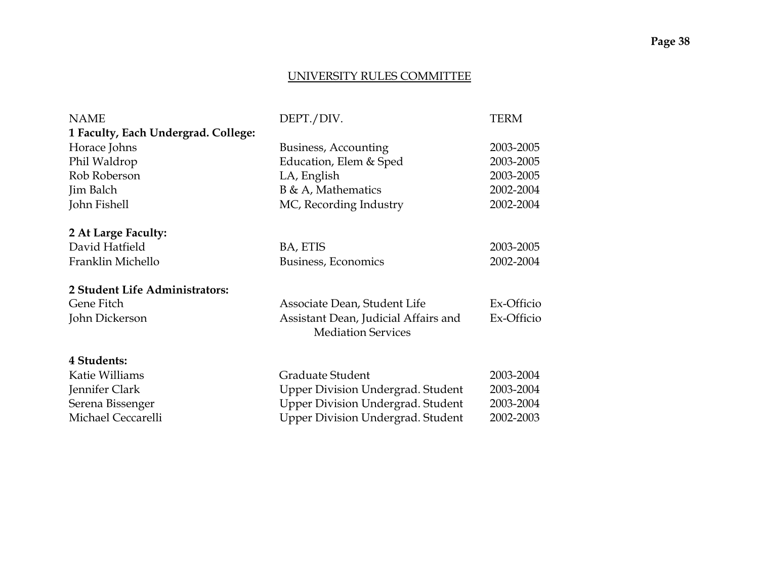## UNIVERSITY RULES COMMITTEE

| NAME | DEPT./DIV. | TERM |
| --- | --- | --- |
| **1 Faculty, Each Undergrad. College:** | | |
| Horace Johns | Business, Accounting | 2003-2005 |
| Phil Waldrop | Education, Elem & Sped | 2003-2005 |
| Rob Roberson | LA, English | 2003-2005 |
| Jim Balch | B & A, Mathematics | 2002-2004 |
| John Fishell | MC, Recording Industry | 2002-2004 |
| **2 At Large Faculty:** | | |
| David Hatfield | BA, ETIS | 2003-2005 |
| Franklin Michello | Business, Economics | 2002-2004 |
| **2 Student Life Administrators:** | | |
| Gene Fitch | Associate Dean, Student Life | Ex-Officio |
| John Dickerson | Assistant Dean, Judicial Affairs and Mediation Services | Ex-Officio |
| **4 Students:** | | |
| Katie Williams | Graduate Student | 2003-2004 |
| Jennifer Clark | Upper Division Undergrad. Student | 2003-2004 |
| Serena Bissenger | Upper Division Undergrad. Student | 2003-2004 |
| Michael Ceccarelli | Upper Division Undergrad. Student | 2002-2003 |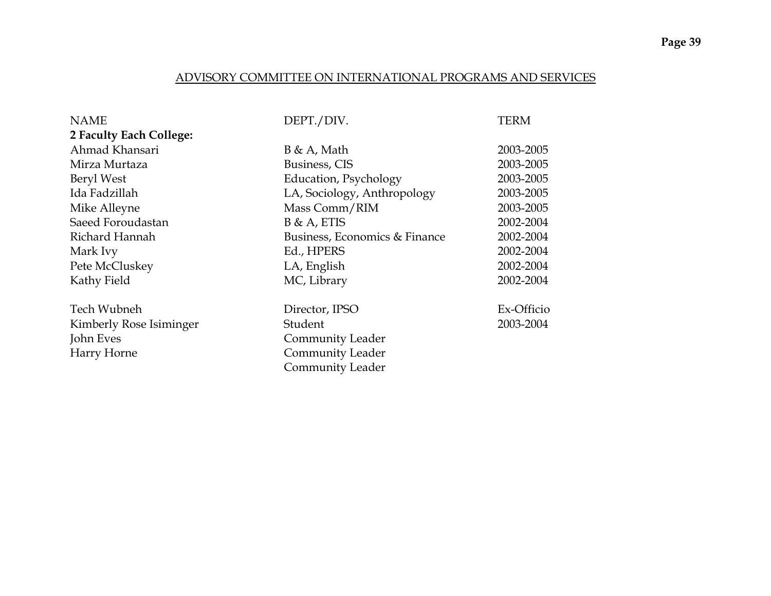## ADVISORY COMMITTEE ON INTERNATIONAL PROGRAMS AND SERVICES

| NAME | DEPT./DIV. | TERM |
|---|---|---|
| **2 Faculty Each College:** | | |
| Ahmad Khansari | B & A, Math | 2003-2005 |
| Mirza Murtaza | Business, CIS | 2003-2005 |
| Beryl West | Education, Psychology | 2003-2005 |
| Ida Fadzillah | LA, Sociology, Anthropology | 2003-2005 |
| Mike Alleyne | Mass Comm/RIM | 2003-2005 |
| Saeed Foroudastan | B & A, ETIS | 2002-2004 |
| Richard Hannah | Business, Economics & Finance | 2002-2004 |
| Mark Ivy | Ed., HPERS | 2002-2004 |
| Pete McCluskey | LA, English | 2002-2004 |
| Kathy Field | MC, Library | 2002-2004 |
| | | |
| Tech Wubneh | Director, IPSO | Ex-Officio |
| Kimberly Rose Isiminger | Student | 2003-2004 |
| John Eves | Community Leader | |
| Harry Horne | Community Leader | |
| | Community Leader | |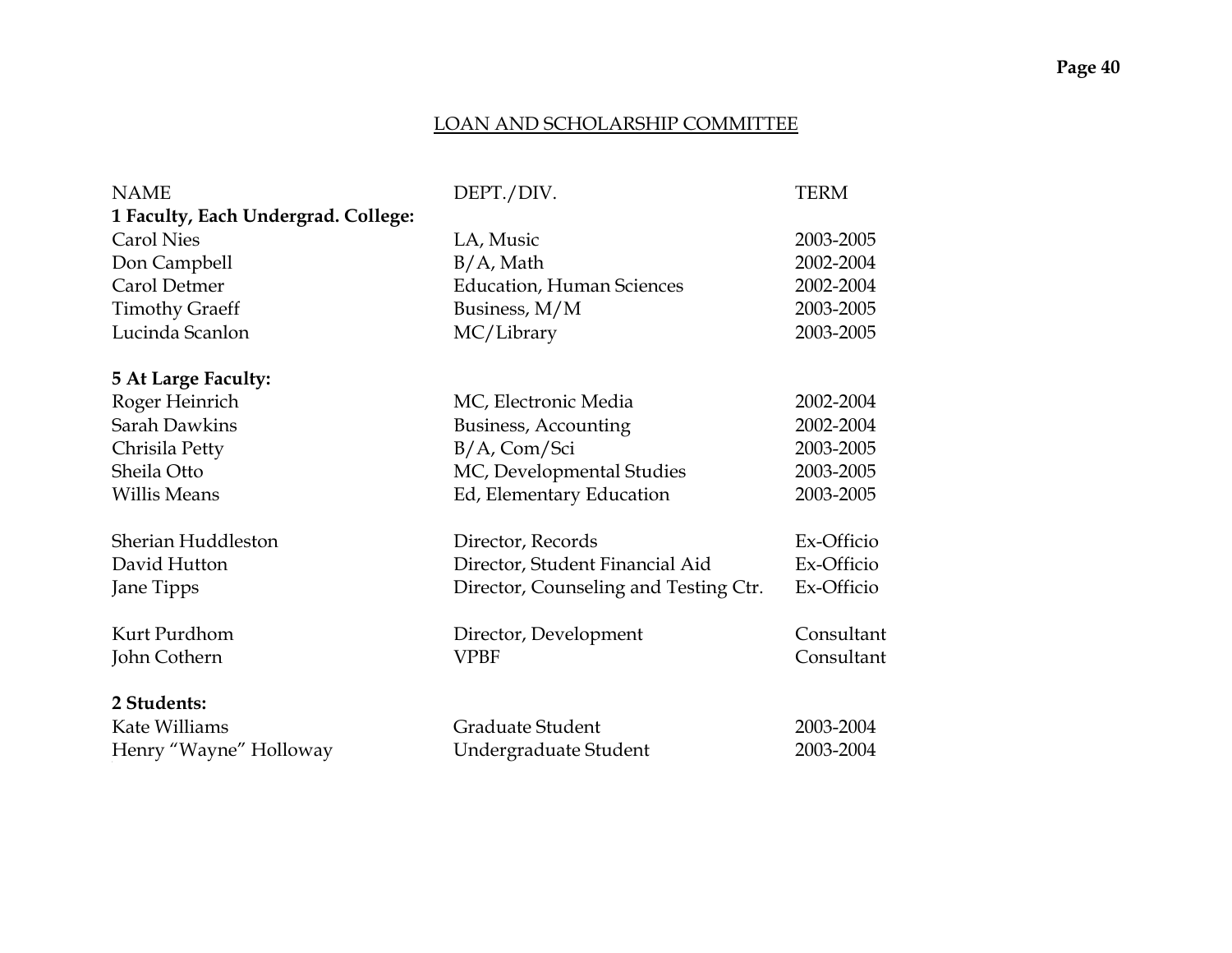## LOAN AND SCHOLARSHIP COMMITTEE

| NAME | DEPT./DIV. | TERM |
|---|---|---|
| **1 Faculty, Each Undergrad. College:** | | |
| Carol Nies | LA, Music | 2003-2005 |
| Don Campbell | B/A, Math | 2002-2004 |
| Carol Detmer | Education, Human Sciences | 2002-2004 |
| Timothy Graeff | Business, M/M | 2003-2005 |
| Lucinda Scanlon | MC/Library | 2003-2005 |
| | | |
| **5 At Large Faculty:** | | |
| Roger Heinrich | MC, Electronic Media | 2002-2004 |
| Sarah Dawkins | Business, Accounting | 2002-2004 |
| Chrisila Petty | B/A, Com/Sci | 2003-2005 |
| Sheila Otto | MC, Developmental Studies | 2003-2005 |
| Willis Means | Ed, Elementary Education | 2003-2005 |
| | | |
| Sherian Huddleston | Director, Records | Ex-Officio |
| David Hutton | Director, Student Financial Aid | Ex-Officio |
| Jane Tipps | Director, Counseling and Testing Ctr. | Ex-Officio |
| | | |
| Kurt Purdhom | Director, Development | Consultant |
| John Cothern | VPBF | Consultant |
| | | |
| **2 Students:** | | |
| Kate Williams | Graduate Student | 2003-2004 |
| Henry "Wayne" Holloway | Undergraduate Student | 2003-2004 |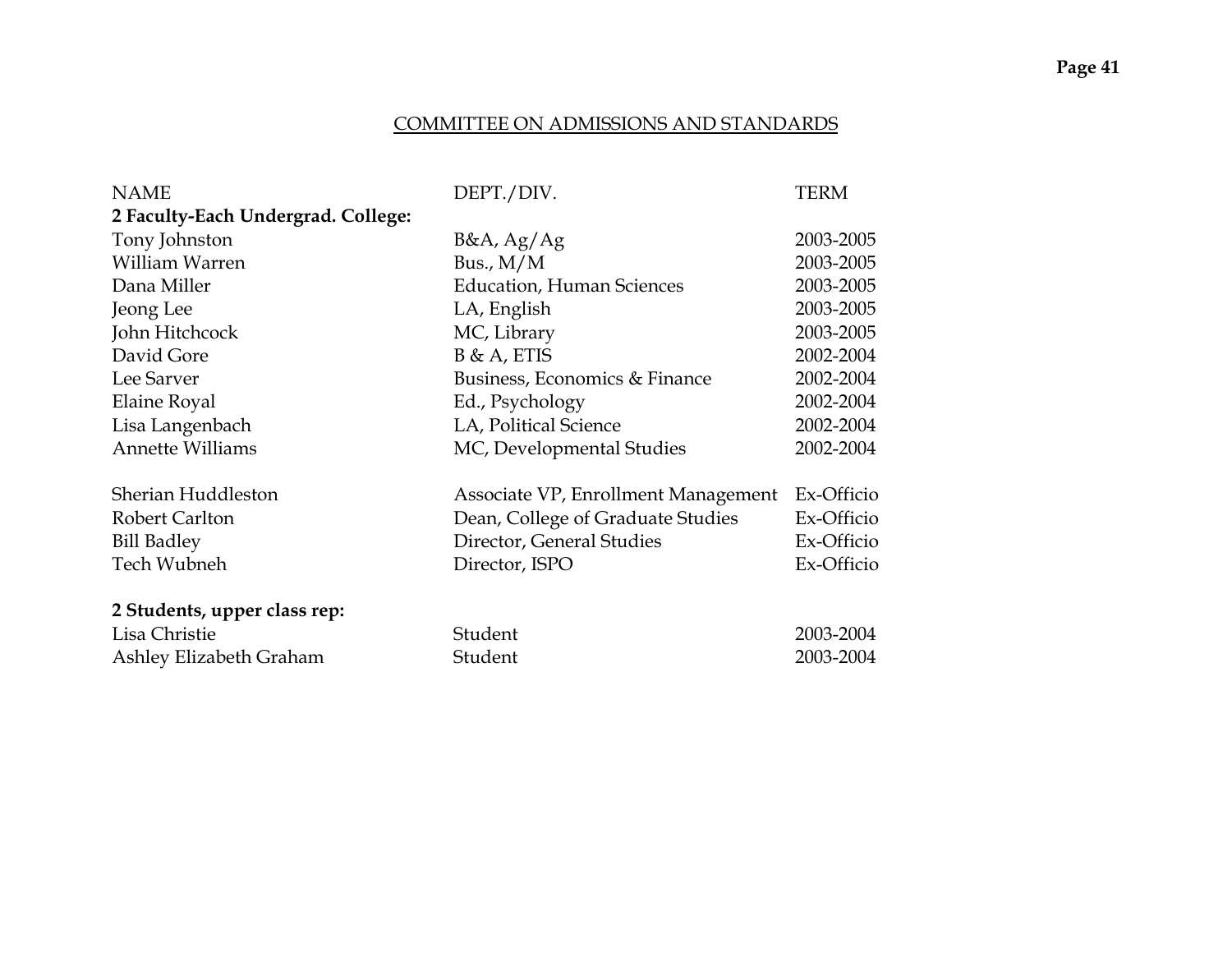## COMMITTEE ON ADMISSIONS AND STANDARDS

| NAME | DEPT./DIV. | TERM |
|---|---|---|
| **2 Faculty-Each Undergrad. College:** | | |
| Tony Johnston | B&A, Ag/Ag | 2003-2005 |
| William Warren | Bus., M/M | 2003-2005 |
| Dana Miller | Education, Human Sciences | 2003-2005 |
| Jeong Lee | LA, English | 2003-2005 |
| John Hitchcock | MC, Library | 2003-2005 |
| David Gore | B & A, ETIS | 2002-2004 |
| Lee Sarver | Business, Economics & Finance | 2002-2004 |
| Elaine Royal | Ed., Psychology | 2002-2004 |
| Lisa Langenbach | LA, Political Science | 2002-2004 |
| Annette Williams | MC, Developmental Studies | 2002-2004 |
| | | |
| Sherian Huddleston | Associate VP, Enrollment Management | Ex-Officio |
| Robert Carlton | Dean, College of Graduate Studies | Ex-Officio |
| Bill Badley | Director, General Studies | Ex-Officio |
| Tech Wubneh | Director, ISPO | Ex-Officio |
| | | |
| **2 Students, upper class rep:** | | |
| Lisa Christie | Student | 2003-2004 |
| Ashley Elizabeth Graham | Student | 2003-2004 |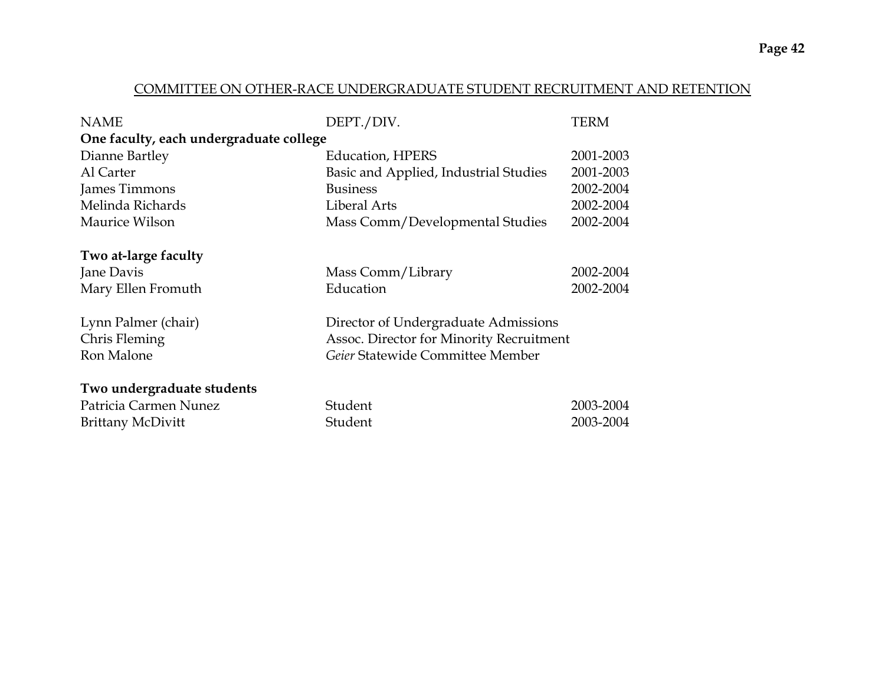## COMMITTEE ON OTHER-RACE UNDERGRADUATE STUDENT RECRUITMENT AND RETENTION

| NAME | DEPT./DIV. | TERM |
|---|---|---|
| **One faculty, each undergraduate college** | | |
| Dianne Bartley | Education, HPERS | 2001-2003 |
| Al Carter | Basic and Applied, Industrial Studies | 2001-2003 |
| James Timmons | Business | 2002-2004 |
| Melinda Richards | Liberal Arts | 2002-2004 |
| Maurice Wilson | Mass Comm/Developmental Studies | 2002-2004 |
| **Two at-large faculty** | | |
| Jane Davis | Mass Comm/Library | 2002-2004 |
| Mary Ellen Fromuth | Education | 2002-2004 |
| Lynn Palmer (chair) | Director of Undergraduate Admissions | |
| Chris Fleming | Assoc. Director for Minority Recruitment | |
| Ron Malone | *Geier* Statewide Committee Member | |
| **Two undergraduate students** | | |
| Patricia Carmen Nunez | Student | 2003-2004 |
| Brittany McDivitt | Student | 2003-2004 |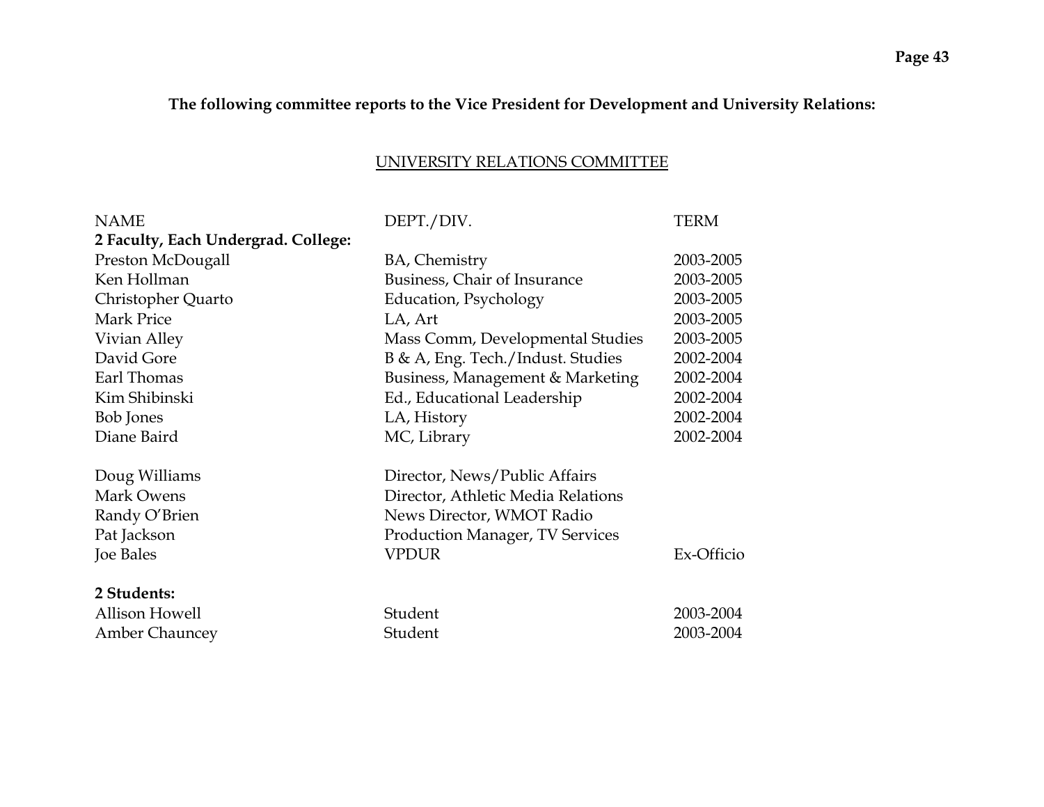**The following committee reports to the Vice President for Development and University Relations:**

## UNIVERSITY RELATIONS COMMITTEE

| NAME | DEPT./DIV. | TERM |
|---|---|---|
| **2 Faculty, Each Undergrad. College:** | | |
| Preston McDougall | BA, Chemistry | 2003-2005 |
| Ken Hollman | Business, Chair of Insurance | 2003-2005 |
| Christopher Quarto | Education, Psychology | 2003-2005 |
| Mark Price | LA, Art | 2003-2005 |
| Vivian Alley | Mass Comm, Developmental Studies | 2003-2005 |
| David Gore | B & A, Eng. Tech./Indust. Studies | 2002-2004 |
| Earl Thomas | Business, Management & Marketing | 2002-2004 |
| Kim Shibinski | Ed., Educational Leadership | 2002-2004 |
| Bob Jones | LA, History | 2002-2004 |
| Diane Baird | MC, Library | 2002-2004 |
| | | |
| Doug Williams | Director, News/Public Affairs | |
| Mark Owens | Director, Athletic Media Relations | |
| Randy O'Brien | News Director, WMOT Radio | |
| Pat Jackson | Production Manager, TV Services | |
| Joe Bales | VPDUR | Ex-Officio |
| | | |
| **2 Students:** | | |
| Allison Howell | Student | 2003-2004 |
| Amber Chauncey | Student | 2003-2004 |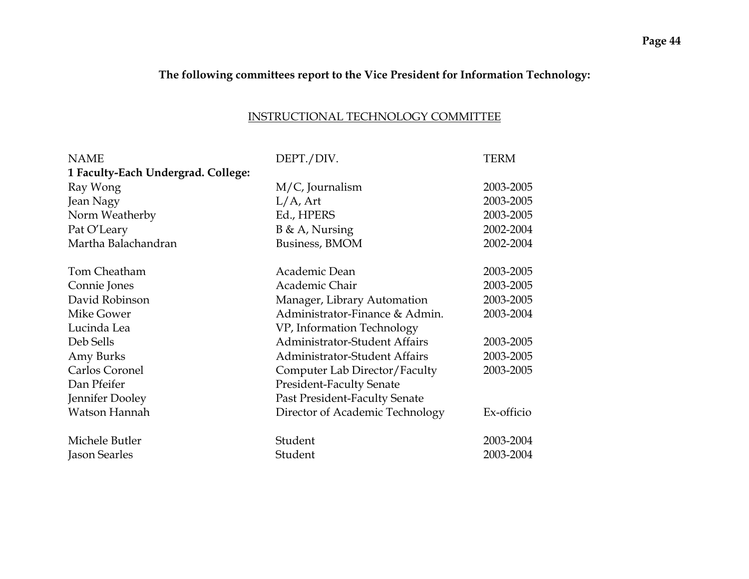**The following committees report to the Vice President for Information Technology:**

## INSTRUCTIONAL TECHNOLOGY COMMITTEE

| NAME | DEPT./DIV. | TERM |
|---|---|---|
| **1 Faculty-Each Undergrad. College:** | | |
| Ray Wong | M/C, Journalism | 2003-2005 |
| Jean Nagy | L/A, Art | 2003-2005 |
| Norm Weatherby | Ed., HPERS | 2003-2005 |
| Pat O'Leary | B & A, Nursing | 2002-2004 |
| Martha Balachandran | Business, BMOM | 2002-2004 |
| | | |
| Tom Cheatham | Academic Dean | 2003-2005 |
| Connie Jones | Academic Chair | 2003-2005 |
| David Robinson | Manager, Library Automation | 2003-2005 |
| Mike Gower | Administrator-Finance & Admin. | 2003-2004 |
| Lucinda Lea | VP, Information Technology | |
| Deb Sells | Administrator-Student Affairs | 2003-2005 |
| Amy Burks | Administrator-Student Affairs | 2003-2005 |
| Carlos Coronel | Computer Lab Director/Faculty | 2003-2005 |
| Dan Pfeifer | President-Faculty Senate | |
| Jennifer Dooley | Past President-Faculty Senate | |
| Watson Hannah | Director of Academic Technology | Ex-officio |
| | | |
| Michele Butler | Student | 2003-2004 |
| Jason Searles | Student | 2003-2004 |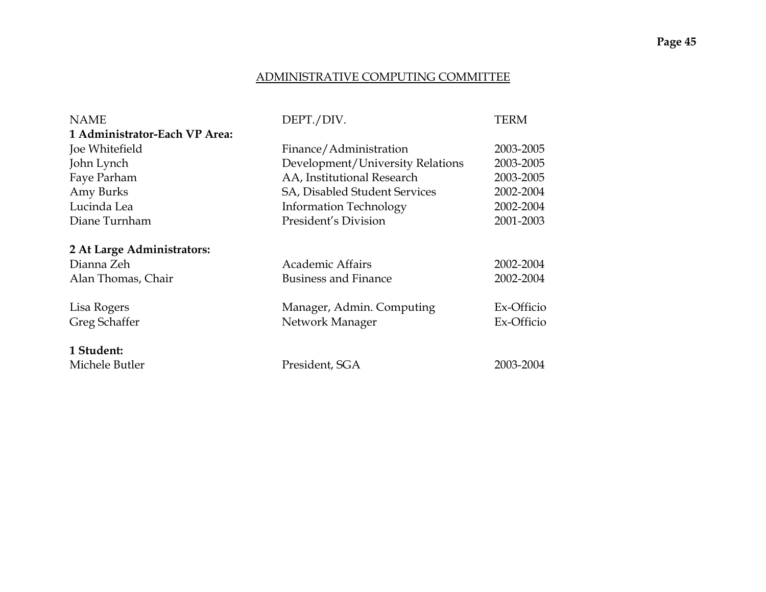## ADMINISTRATIVE COMPUTING COMMITTEE

| NAME | DEPT./DIV. | TERM |
|---|---|---|
| **1 Administrator-Each VP Area:** | | |
| Joe Whitefield | Finance/Administration | 2003-2005 |
| John Lynch | Development/University Relations | 2003-2005 |
| Faye Parham | AA, Institutional Research | 2003-2005 |
| Amy Burks | SA, Disabled Student Services | 2002-2004 |
| Lucinda Lea | Information Technology | 2002-2004 |
| Diane Turnham | President's Division | 2001-2003 |
| **2 At Large Administrators:** | | |
| Dianna Zeh | Academic Affairs | 2002-2004 |
| Alan Thomas, Chair | Business and Finance | 2002-2004 |
| Lisa Rogers | Manager, Admin. Computing | Ex-Officio |
| Greg Schaffer | Network Manager | Ex-Officio |
| **1 Student:** | | |
| Michele Butler | President, SGA | 2003-2004 |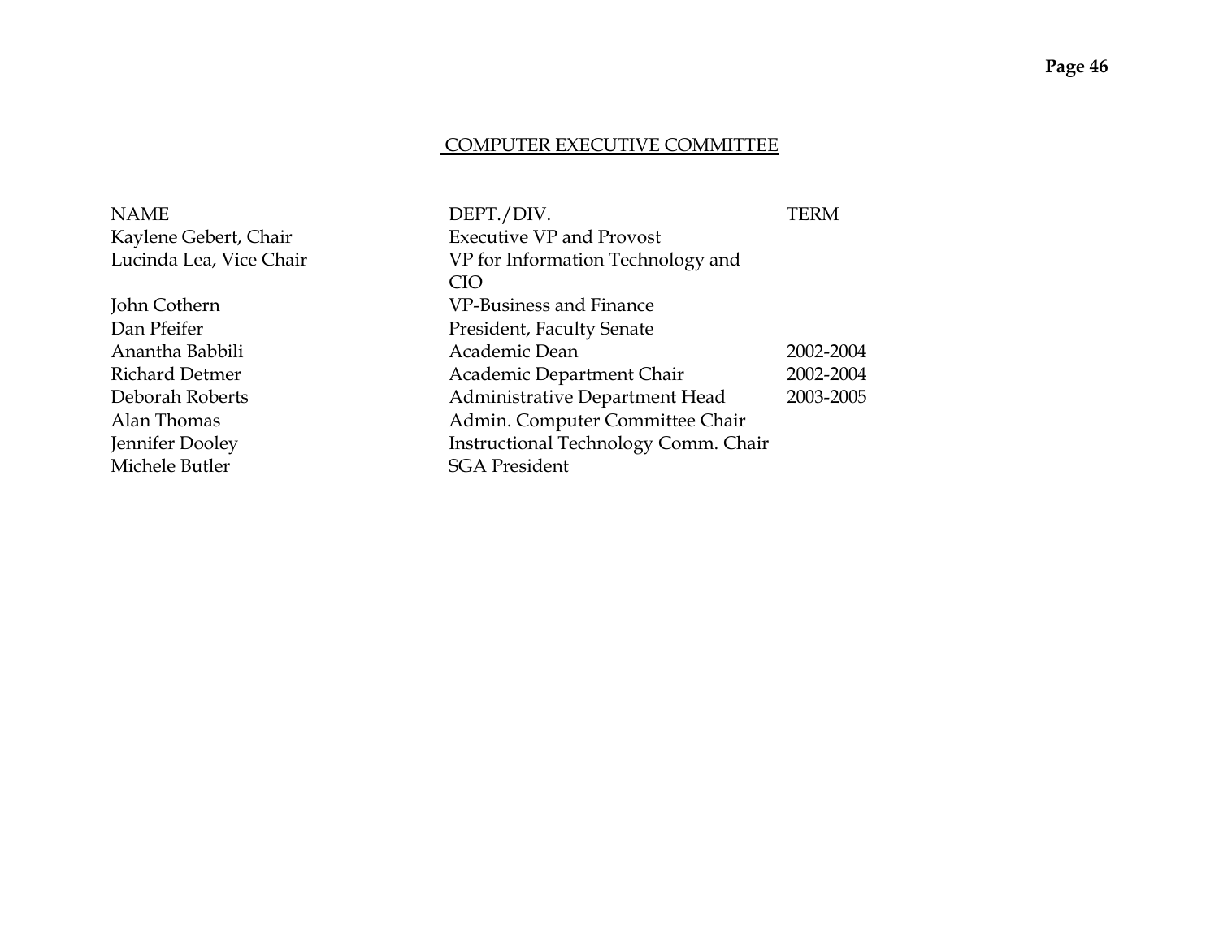## COMPUTER EXECUTIVE COMMITTEE

| NAME | DEPT./DIV. | TERM |
|---|---|---|
| Kaylene Gebert, Chair | Executive VP and Provost | |
| Lucinda Lea, Vice Chair | VP for Information Technology and CIO | |
| John Cothern | VP-Business and Finance | |
| Dan Pfeifer | President, Faculty Senate | |
| Anantha Babbili | Academic Dean | 2002-2004 |
| Richard Detmer | Academic Department Chair | 2002-2004 |
| Deborah Roberts | Administrative Department Head | 2003-2005 |
| Alan Thomas | Admin. Computer Committee Chair | |
| Jennifer Dooley | Instructional Technology Comm. Chair | |
| Michele Butler | SGA President | |